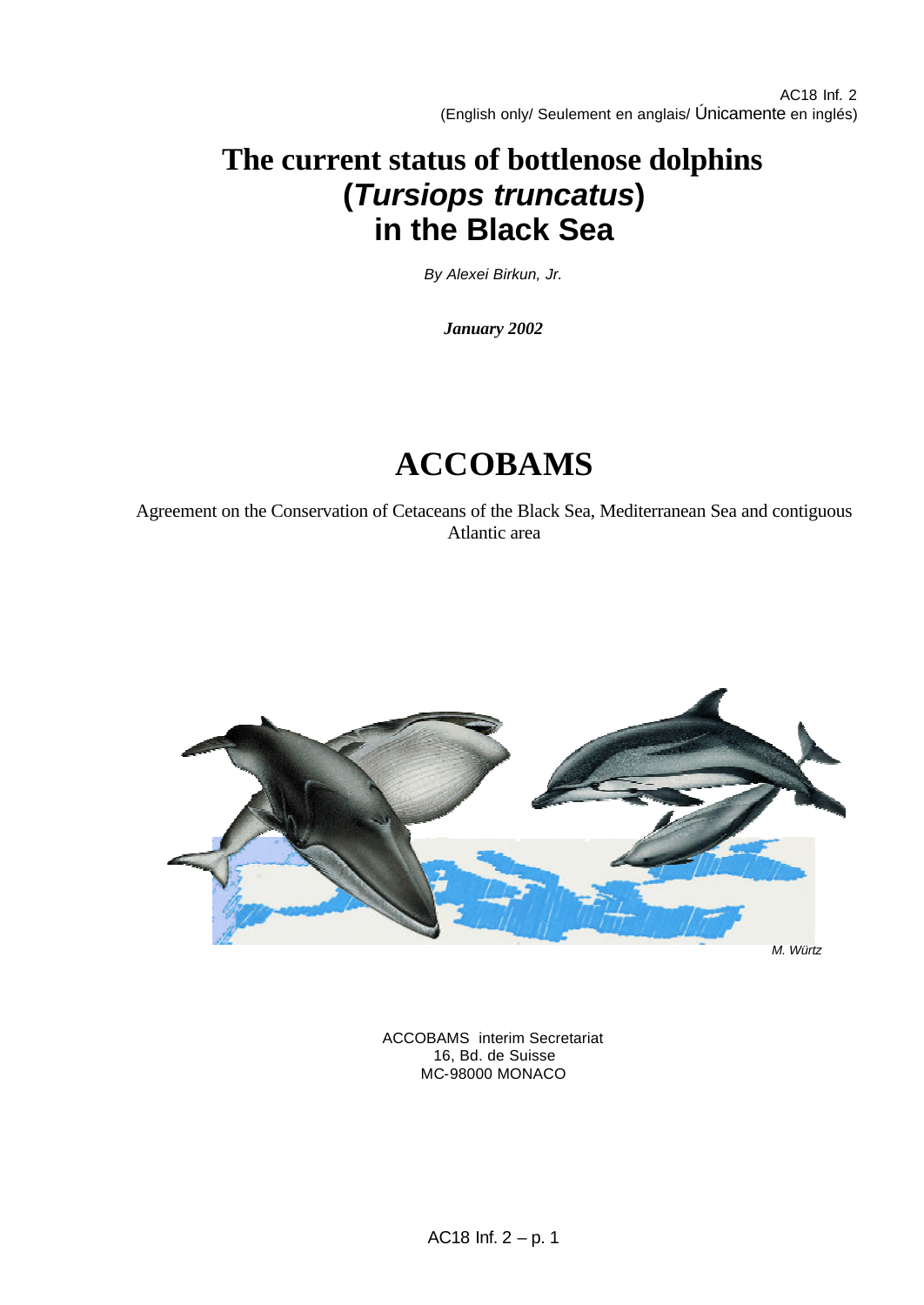AC18 Inf. 2
(English only/ Seulement en anglais/ Únicamente en inglés)

# The current status of bottlenose dolphins (*Tursiops truncatus*) in the Black Sea

*By Alexei Birkun, Jr.*

***January 2002***

# ACCOBAMS

Agreement on the Conservation of Cetaceans of the Black Sea, Mediterranean Sea and contiguous Atlantic area

*M. Würtz*

ACCOBAMS interim Secretariat
16, Bd. de Suisse
MC-98000 MONACO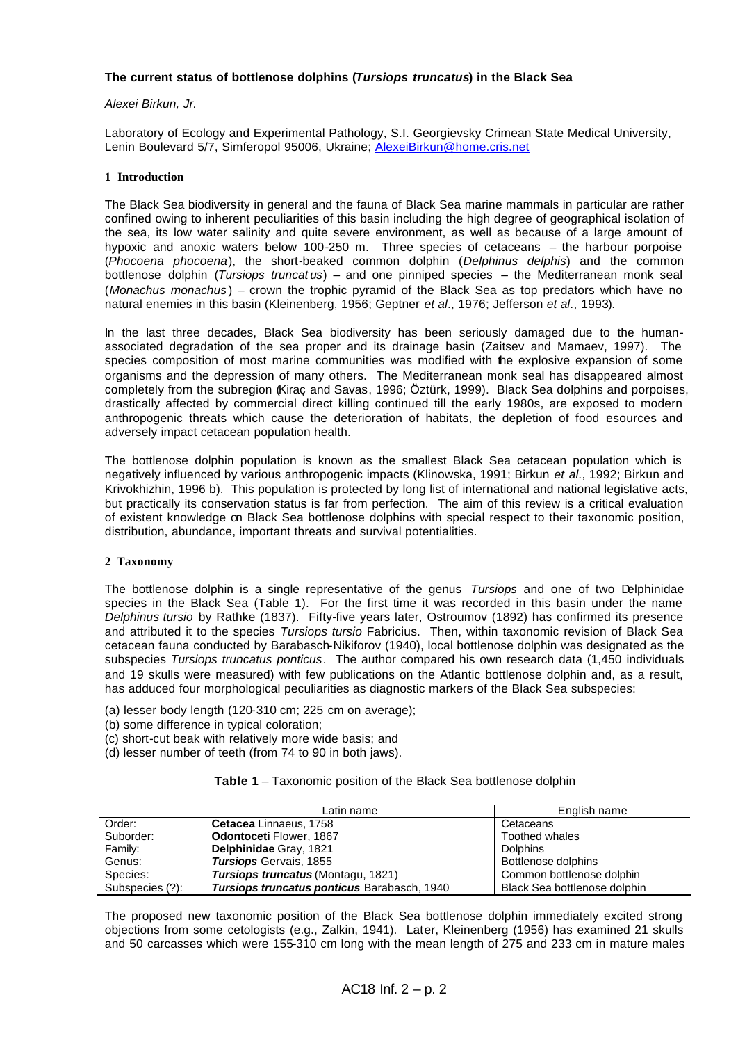**The current status of bottlenose dolphins (*Tursiops truncatus*) in the Black Sea**

*Alexei Birkun, Jr.*

Laboratory of Ecology and Experimental Pathology, S.I. Georgievsky Crimean State Medical University, Lenin Boulevard 5/7, Simferopol 95006, Ukraine; AlexeiBirkun@home.cris.net

## 1 Introduction

The Black Sea biodiversity in general and the fauna of Black Sea marine mammals in particular are rather confined owing to inherent peculiarities of this basin including the high degree of geographical isolation of the sea, its low water salinity and quite severe environment, as well as because of a large amount of hypoxic and anoxic waters below 100-250 m. Three species of cetaceans – the harbour porpoise (*Phocoena phocoena*), the short-beaked common dolphin (*Delphinus delphis*) and the common bottlenose dolphin (*Tursiops truncatus*) – and one pinniped species – the Mediterranean monk seal (*Monachus monachus*) – crown the trophic pyramid of the Black Sea as top predators which have no natural enemies in this basin (Kleinenberg, 1956; Geptner *et al*., 1976; Jefferson *et al*., 1993).

In the last three decades, Black Sea biodiversity has been seriously damaged due to the human-associated degradation of the sea proper and its drainage basin (Zaitsev and Mamaev, 1997). The species composition of most marine communities was modified with the explosive expansion of some organisms and the depression of many others. The Mediterranean monk seal has disappeared almost completely from the subregion (Kiraç and Savas, 1996; Öztürk, 1999). Black Sea dolphins and porpoises, drastically affected by commercial direct killing continued till the early 1980s, are exposed to modern anthropogenic threats which cause the deterioration of habitats, the depletion of food resources and adversely impact cetacean population health.

The bottlenose dolphin population is known as the smallest Black Sea cetacean population which is negatively influenced by various anthropogenic impacts (Klinowska, 1991; Birkun *et al*., 1992; Birkun and Krivokhizhin, 1996 b). This population is protected by long list of international and national legislative acts, but practically its conservation status is far from perfection. The aim of this review is a critical evaluation of existent knowledge on Black Sea bottlenose dolphins with special respect to their taxonomic position, distribution, abundance, important threats and survival potentialities.

## 2 Taxonomy

The bottlenose dolphin is a single representative of the genus *Tursiops* and one of two Delphinidae species in the Black Sea (Table 1). For the first time it was recorded in this basin under the name *Delphinus tursio* by Rathke (1837). Fifty-five years later, Ostroumov (1892) has confirmed its presence and attributed it to the species *Tursiops tursio* Fabricius. Then, within taxonomic revision of Black Sea cetacean fauna conducted by Barabasch-Nikiforov (1940), local bottlenose dolphin was designated as the subspecies *Tursiops truncatus ponticus*. The author compared his own research data (1,450 individuals and 19 skulls were measured) with few publications on the Atlantic bottlenose dolphin and, as a result, has adduced four morphological peculiarities as diagnostic markers of the Black Sea subspecies:

(a) lesser body length (120-310 cm; 225 cm on average);
(b) some difference in typical coloration;
(c) short-cut beak with relatively more wide basis; and
(d) lesser number of teeth (from 74 to 90 in both jaws).

**Table 1** – Taxonomic position of the Black Sea bottlenose dolphin

| | Latin name | English name |
|---|---|---|
| Order: | **Cetacea** Linnaeus, 1758 | Cetaceans |
| Suborder: | **Odontoceti** Flower, 1867 | Toothed whales |
| Family: | **Delphinidae** Gray, 1821 | Dolphins |
| Genus: | ***Tursiops*** Gervais, 1855 | Bottlenose dolphins |
| Species: | ***Tursiops truncatus*** (Montagu, 1821) | Common bottlenose dolphin |
| Subspecies (?): | ***Tursiops truncatus ponticus*** Barabasch, 1940 | Black Sea bottlenose dolphin |

The proposed new taxonomic position of the Black Sea bottlenose dolphin immediately excited strong objections from some cetologists (e.g., Zalkin, 1941). Later, Kleinenberg (1956) has examined 21 skulls and 50 carcasses which were 155-310 cm long with the mean length of 275 and 233 cm in mature males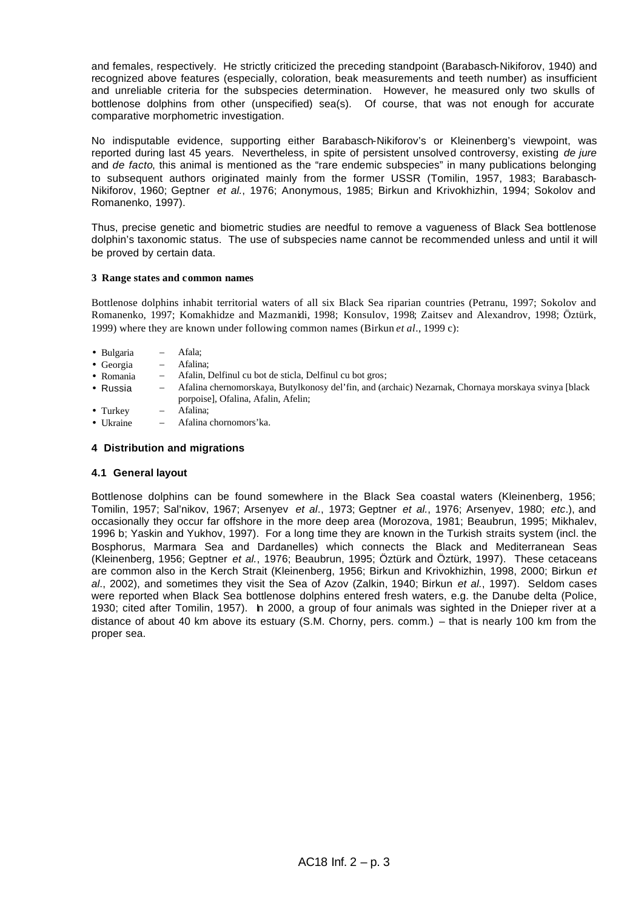and females, respectively. He strictly criticized the preceding standpoint (Barabasch-Nikiforov, 1940) and recognized above features (especially, coloration, beak measurements and teeth number) as insufficient and unreliable criteria for the subspecies determination. However, he measured only two skulls of bottlenose dolphins from other (unspecified) sea(s). Of course, that was not enough for accurate comparative morphometric investigation.

No indisputable evidence, supporting either Barabasch-Nikiforov's or Kleinenberg's viewpoint, was reported during last 45 years. Nevertheless, in spite of persistent unsolved controversy, existing *de jure* and *de facto*, this animal is mentioned as the "rare endemic subspecies" in many publications belonging to subsequent authors originated mainly from the former USSR (Tomilin, 1957, 1983; Barabasch-Nikiforov, 1960; Geptner *et al.*, 1976; Anonymous, 1985; Birkun and Krivokhizhin, 1994; Sokolov and Romanenko, 1997).

Thus, precise genetic and biometric studies are needful to remove a vagueness of Black Sea bottlenose dolphin's taxonomic status. The use of subspecies name cannot be recommended unless and until it will be proved by certain data.

## 3 Range states and common names

Bottlenose dolphins inhabit territorial waters of all six Black Sea riparian countries (Petranu, 1997; Sokolov and Romanenko, 1997; Komakhidze and Mazmanidi, 1998; Konsulov, 1998; Zaitsev and Alexandrov, 1998; Öztürk, 1999) where they are known under following common names (Birkun *et al.*, 1999 c):

- Bulgaria – Afala;
- Georgia – Afalina;
- Romania – Afalin, Delfinul cu bot de sticla, Delfinul cu bot gros;
- Russia – Afalina chernomorskaya, Butylkonosy del'fin, and (archaic) Nezarnak, Chornaya morskaya svinya [black porpoise], Ofalina, Afalin, Afelin;
- Turkey – Afalina;
- Ukraine – Afalina chornomors'ka.

## 4 Distribution and migrations

### 4.1 General layout

Bottlenose dolphins can be found somewhere in the Black Sea coastal waters (Kleinenberg, 1956; Tomilin, 1957; Sal'nikov, 1967; Arsenyev *et al.*, 1973; Geptner *et al.*, 1976; Arsenyev, 1980; *etc.*), and occasionally they occur far offshore in the more deep area (Morozova, 1981; Beaubrun, 1995; Mikhalev, 1996 b; Yaskin and Yukhov, 1997). For a long time they are known in the Turkish straits system (incl. the Bosphorus, Marmara Sea and Dardanelles) which connects the Black and Mediterranean Seas (Kleinenberg, 1956; Geptner *et al.*, 1976; Beaubrun, 1995; Öztürk and Öztürk, 1997). These cetaceans are common also in the Kerch Strait (Kleinenberg, 1956; Birkun and Krivokhizhin, 1998, 2000; Birkun *et al.*, 2002), and sometimes they visit the Sea of Azov (Zalkin, 1940; Birkun *et al.*, 1997). Seldom cases were reported when Black Sea bottlenose dolphins entered fresh waters, e.g. the Danube delta (Police, 1930; cited after Tomilin, 1957). In 2000, a group of four animals was sighted in the Dnieper river at a distance of about 40 km above its estuary (S.M. Chorny, pers. comm.) – that is nearly 100 km from the proper sea.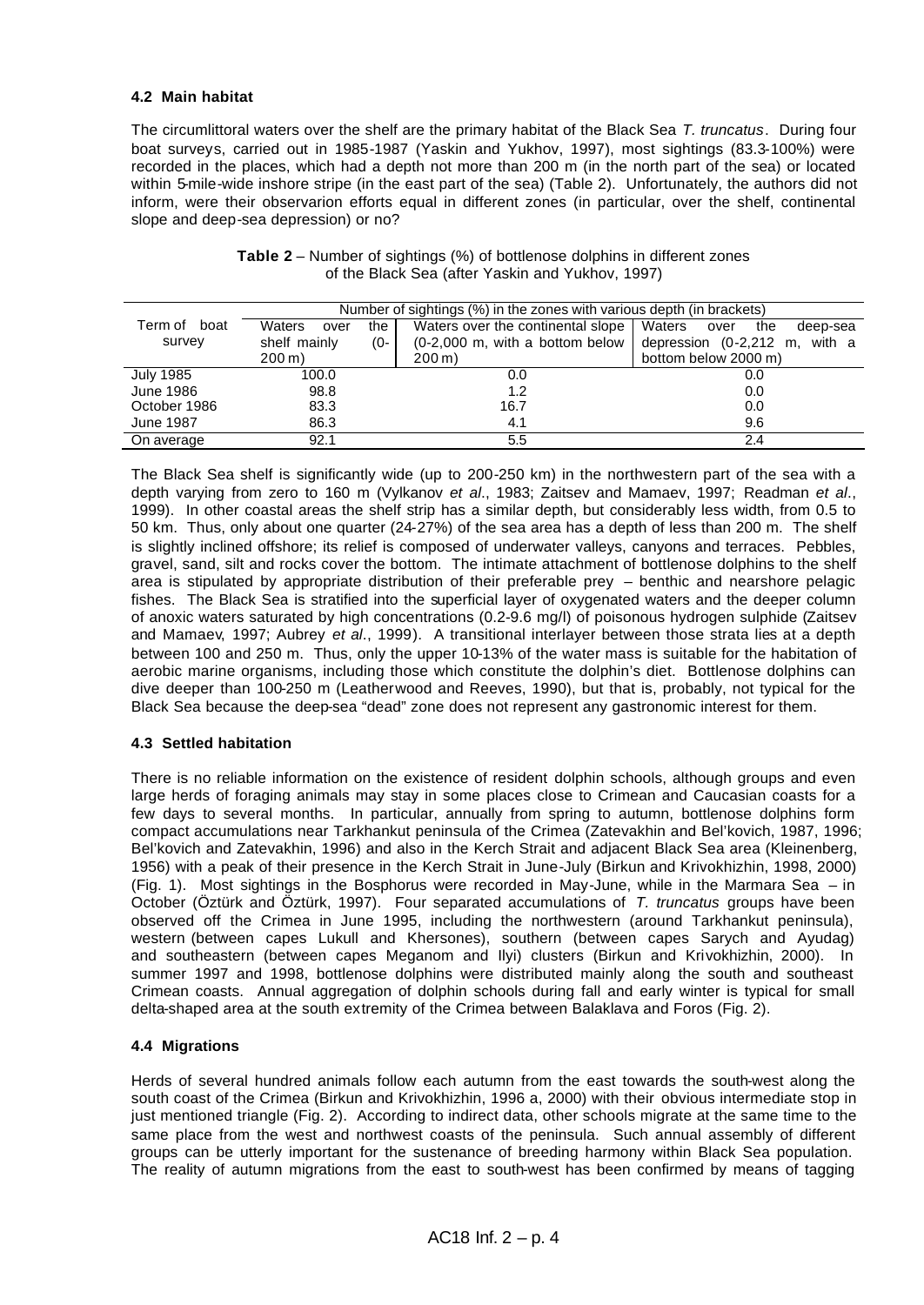### 4.2 Main habitat

The circumlittoral waters over the shelf are the primary habitat of the Black Sea *T. truncatus*. During four boat surveys, carried out in 1985-1987 (Yaskin and Yukhov, 1997), most sightings (83.3-100%) were recorded in the places, which had a depth not more than 200 m (in the north part of the sea) or located within 5-mile-wide inshore stripe (in the east part of the sea) (Table 2). Unfortunately, the authors did not inform, were their observarion efforts equal in different zones (in particular, over the shelf, continental slope and deep-sea depression) or no?

**Table 2** – Number of sightings (%) of bottlenose dolphins in different zones of the Black Sea (after Yaskin and Yukhov, 1997)

| Term of boat survey | Number of sightings (%) in the zones with various depth (in brackets) | | |
|---|---|---|---|
| | Waters over the shelf mainly (0-200 m) | Waters over the continental slope (0-2,000 m, with a bottom below 200 m) | Waters over the deep-sea depression (0-2,212 m, with a bottom below 2000 m) |
| July 1985 | 100.0 | 0.0 | 0.0 |
| June 1986 | 98.8 | 1.2 | 0.0 |
| October 1986 | 83.3 | 16.7 | 0.0 |
| June 1987 | 86.3 | 4.1 | 9.6 |
| On average | 92.1 | 5.5 | 2.4 |

The Black Sea shelf is significantly wide (up to 200-250 km) in the northwestern part of the sea with a depth varying from zero to 160 m (Vylkanov *et al*., 1983; Zaitsev and Mamaev, 1997; Readman *et al*., 1999). In other coastal areas the shelf strip has a similar depth, but considerably less width, from 0.5 to 50 km. Thus, only about one quarter (24-27%) of the sea area has a depth of less than 200 m. The shelf is slightly inclined offshore; its relief is composed of underwater valleys, canyons and terraces. Pebbles, gravel, sand, silt and rocks cover the bottom. The intimate attachment of bottlenose dolphins to the shelf area is stipulated by appropriate distribution of their preferable prey – benthic and nearshore pelagic fishes. The Black Sea is stratified into the superficial layer of oxygenated waters and the deeper column of anoxic waters saturated by high concentrations (0.2-9.6 mg/l) of poisonous hydrogen sulphide (Zaitsev and Mamaev, 1997; Aubrey *et al*., 1999). A transitional interlayer between those strata lies at a depth between 100 and 250 m. Thus, only the upper 10-13% of the water mass is suitable for the habitation of aerobic marine organisms, including those which constitute the dolphin's diet. Bottlenose dolphins can dive deeper than 100-250 m (Leatherwood and Reeves, 1990), but that is, probably, not typical for the Black Sea because the deep-sea "dead" zone does not represent any gastronomic interest for them.

### 4.3 Settled habitation

There is no reliable information on the existence of resident dolphin schools, although groups and even large herds of foraging animals may stay in some places close to Crimean and Caucasian coasts for a few days to several months. In particular, annually from spring to autumn, bottlenose dolphins form compact accumulations near Tarkhankut peninsula of the Crimea (Zatevakhin and Bel'kovich, 1987, 1996; Bel'kovich and Zatevakhin, 1996) and also in the Kerch Strait and adjacent Black Sea area (Kleinenberg, 1956) with a peak of their presence in the Kerch Strait in June-July (Birkun and Krivokhizhin, 1998, 2000) (Fig. 1). Most sightings in the Bosphorus were recorded in May-June, while in the Marmara Sea – in October (Öztürk and Öztürk, 1997). Four separated accumulations of *T. truncatus* groups have been observed off the Crimea in June 1995, including the northwestern (around Tarkhankut peninsula), western (between capes Lukull and Khersones), southern (between capes Sarych and Ayudag) and southeastern (between capes Meganom and Ilyi) clusters (Birkun and Krivokhizhin, 2000). In summer 1997 and 1998, bottlenose dolphins were distributed mainly along the south and southeast Crimean coasts. Annual aggregation of dolphin schools during fall and early winter is typical for small delta-shaped area at the south extremity of the Crimea between Balaklava and Foros (Fig. 2).

### 4.4 Migrations

Herds of several hundred animals follow each autumn from the east towards the south-west along the south coast of the Crimea (Birkun and Krivokhizhin, 1996 a, 2000) with their obvious intermediate stop in just mentioned triangle (Fig. 2). According to indirect data, other schools migrate at the same time to the same place from the west and northwest coasts of the peninsula. Such annual assembly of different groups can be utterly important for the sustenance of breeding harmony within Black Sea population. The reality of autumn migrations from the east to south-west has been confirmed by means of tagging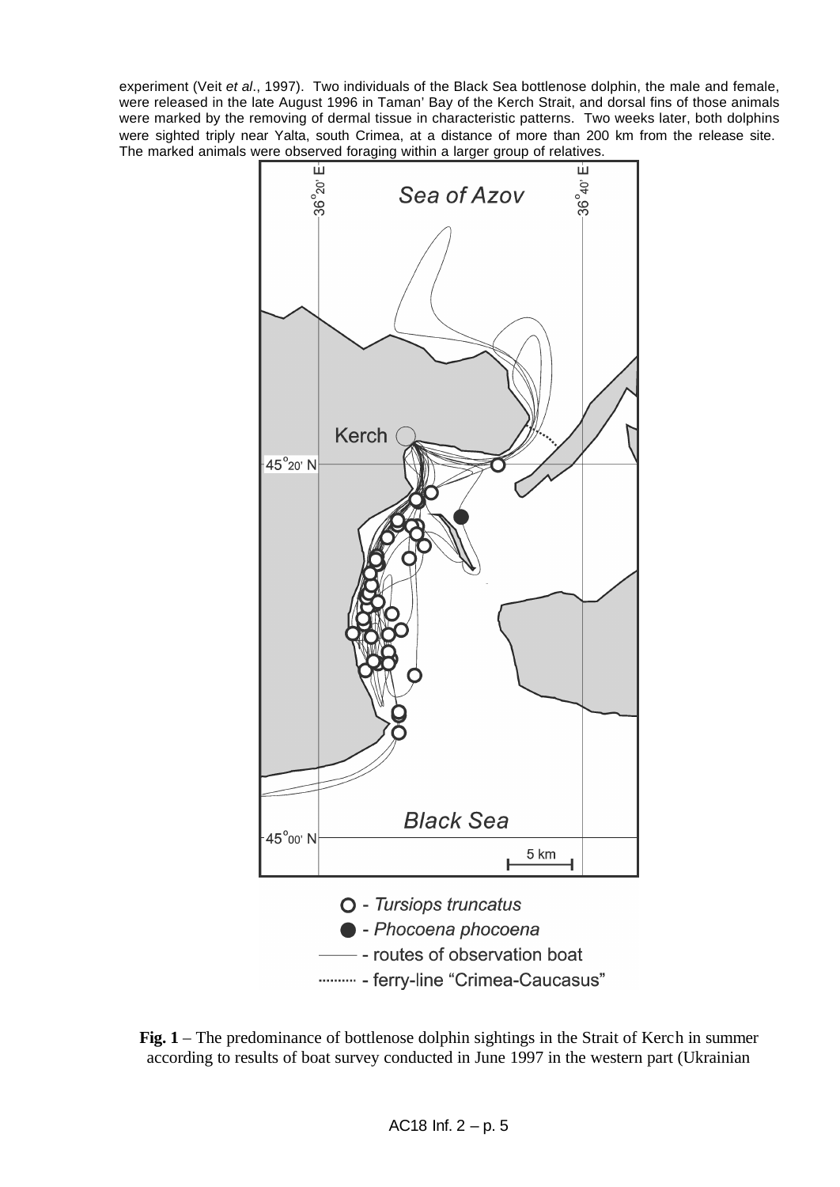experiment (Veit *et al*., 1997). Two individuals of the Black Sea bottlenose dolphin, the male and female, were released in the late August 1996 in Taman' Bay of the Kerch Strait, and dorsal fins of those animals were marked by the removing of dermal tissue in characteristic patterns. Two weeks later, both dolphins were sighted triply near Yalta, south Crimea, at a distance of more than 200 km from the release site. The marked animals were observed foraging within a larger group of relatives.

**Fig. 1** – The predominance of bottlenose dolphin sightings in the Strait of Kerch in summer according to results of boat survey conducted in June 1997 in the western part (Ukrainian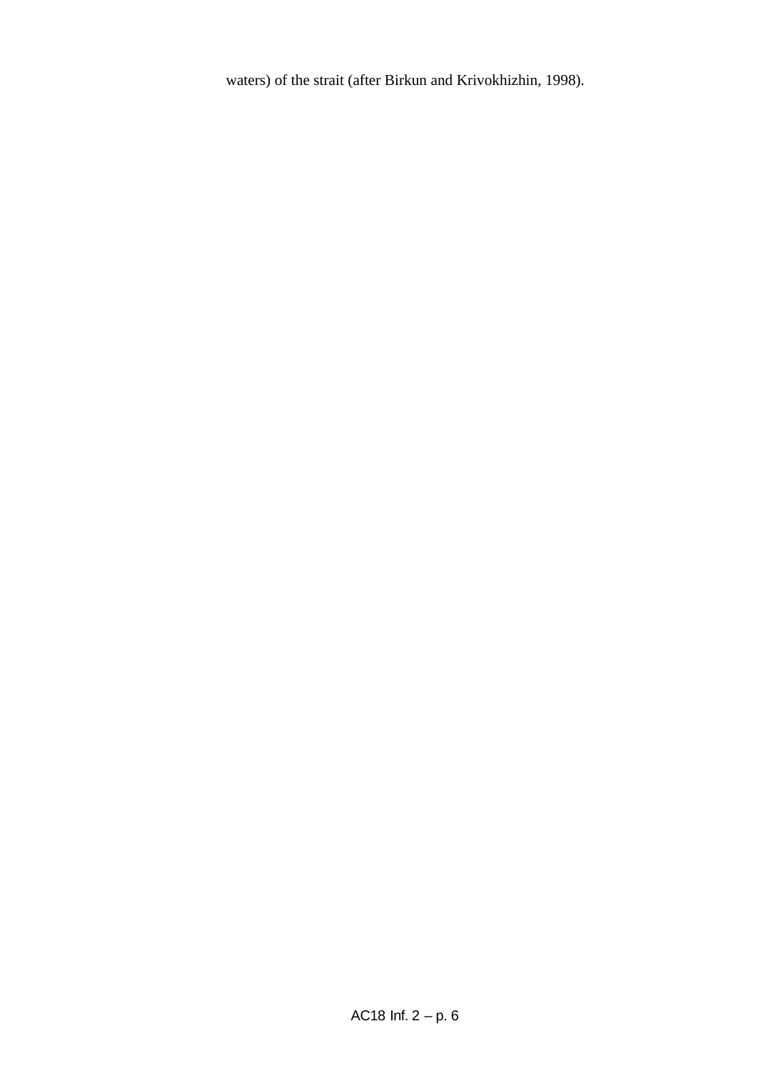waters) of the strait (after Birkun and Krivokhizhin, 1998).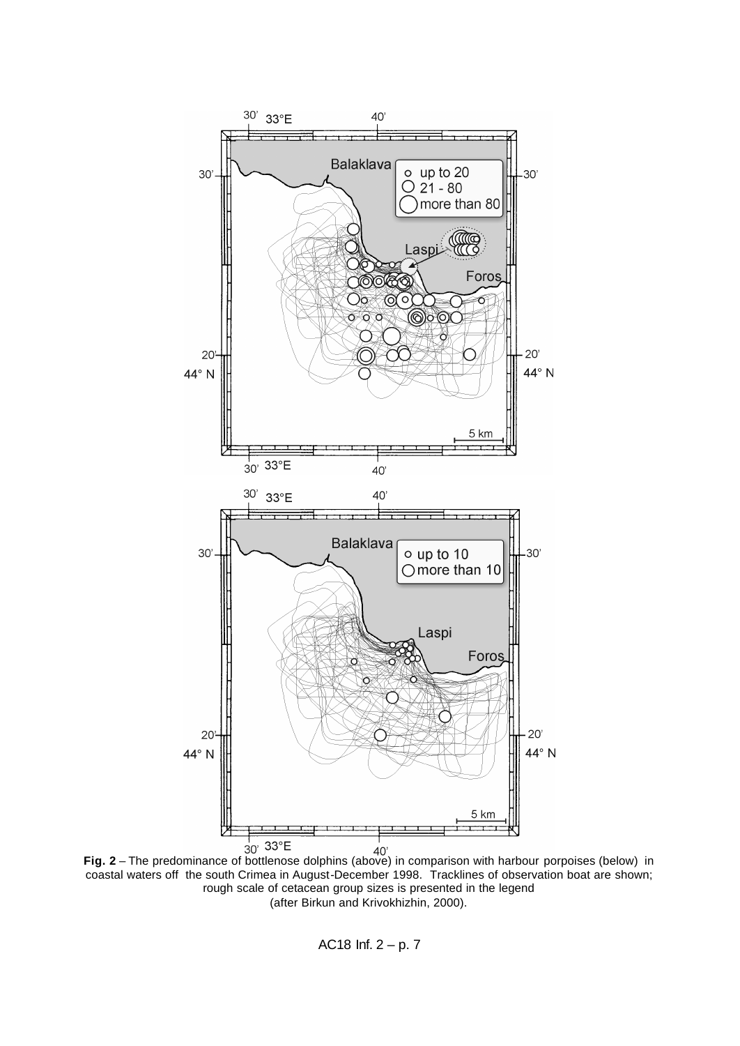**Fig. 2** – The predominance of bottlenose dolphins (above) in comparison with harbour porpoises (below) in coastal waters off the south Crimea in August-December 1998. Tracklines of observation boat are shown; rough scale of cetacean group sizes is presented in the legend (after Birkun and Krivokhizhin, 2000).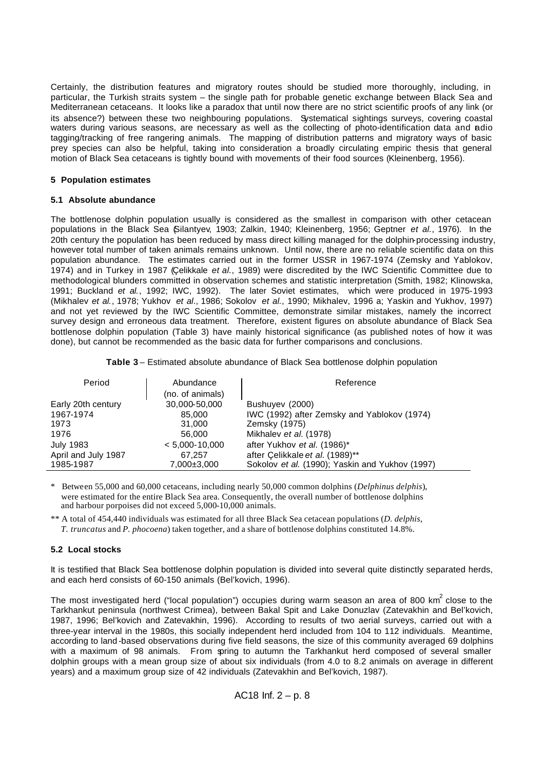Certainly, the distribution features and migratory routes should be studied more thoroughly, including, in particular, the Turkish straits system – the single path for probable genetic exchange between Black Sea and Mediterranean cetaceans. It looks like a paradox that until now there are no strict scientific proofs of any link (or its absence?) between these two neighbouring populations. Systematical sightings surveys, covering coastal waters during various seasons, are necessary as well as the collecting of photo-identification data and radio tagging/tracking of free rangering animals. The mapping of distribution patterns and migratory ways of basic prey species can also be helpful, taking into consideration a broadly circulating empiric thesis that general motion of Black Sea cetaceans is tightly bound with movements of their food sources (Kleinenberg, 1956).

### 5 Population estimates

#### 5.1 Absolute abundance

The bottlenose dolphin population usually is considered as the smallest in comparison with other cetacean populations in the Black Sea (Silantyev, 1903; Zalkin, 1940; Kleinenberg, 1956; Geptner *et al.*, 1976). In the 20th century the population has been reduced by mass direct killing managed for the dolphin-processing industry, however total number of taken animals remains unknown. Until now, there are no reliable scientific data on this population abundance. The estimates carried out in the former USSR in 1967-1974 (Zemsky and Yablokov, 1974) and in Turkey in 1987 (Çelikkale *et al.*, 1989) were discredited by the IWC Scientific Committee due to methodological blunders committed in observation schemes and statistic interpretation (Smith, 1982; Klinowska, 1991; Buckland *et al.*, 1992; IWC, 1992). The later Soviet estimates, which were produced in 1975-1993 (Mikhalev *et al.*, 1978; Yukhov *et al.*, 1986; Sokolov *et al.*, 1990; Mikhalev, 1996 a; Yaskin and Yukhov, 1997) and not yet reviewed by the IWC Scientific Committee, demonstrate similar mistakes, namely the incorrect survey design and erroneous data treatment. Therefore, existent figures on absolute abundance of Black Sea bottlenose dolphin population (Table 3) have mainly historical significance (as published notes of how it was done), but cannot be recommended as the basic data for further comparisons and conclusions.

**Table 3** – Estimated absolute abundance of Black Sea bottlenose dolphin population

| Period | Abundance (no. of animals) | Reference |
|---|---|---|
| Early 20th century | 30,000-50,000 | Bushuyev (2000) |
| 1967-1974 | 85,000 | IWC (1992) after Zemsky and Yablokov (1974) |
| 1973 | 31,000 | Zemsky (1975) |
| 1976 | 56,000 | Mikhalev *et al.* (1978) |
| July 1983 | < 5,000-10,000 | after Yukhov *et al.* (1986)* |
| April and July 1987 | 67,257 | after Çelikkale *et al.* (1989)** |
| 1985-1987 | 7,000±3,000 | Sokolov *et al.* (1990); Yaskin and Yukhov (1997) |

\* Between 55,000 and 60,000 cetaceans, including nearly 50,000 common dolphins (*Delphinus delphis*), were estimated for the entire Black Sea area. Consequently, the overall number of bottlenose dolphins and harbour porpoises did not exceed 5,000-10,000 animals.

\*\* A total of 454,440 individuals was estimated for all three Black Sea cetacean populations (*D. delphis*, *T. truncatus* and *P. phocoena*) taken together, and a share of bottlenose dolphins constituted 14.8%.

#### 5.2 Local stocks

It is testified that Black Sea bottlenose dolphin population is divided into several quite distinctly separated herds, and each herd consists of 60-150 animals (Bel'kovich, 1996).

The most investigated herd ("local population") occupies during warm season an area of 800 $km^2$ close to the Tarkhankut peninsula (northwest Crimea), between Bakal Spit and Lake Donuzlav (Zatevakhin and Bel'kovich, 1987, 1996; Bel'kovich and Zatevakhin, 1996). According to results of two aerial surveys, carried out with a three-year interval in the 1980s, this socially independent herd included from 104 to 112 individuals. Meantime, according to land-based observations during five field seasons, the size of this community averaged 69 dolphins with a maximum of 98 animals. From spring to autumn the Tarkhankut herd composed of several smaller dolphin groups with a mean group size of about six individuals (from 4.0 to 8.2 animals on average in different years) and a maximum group size of 42 individuals (Zatevakhin and Bel'kovich, 1987).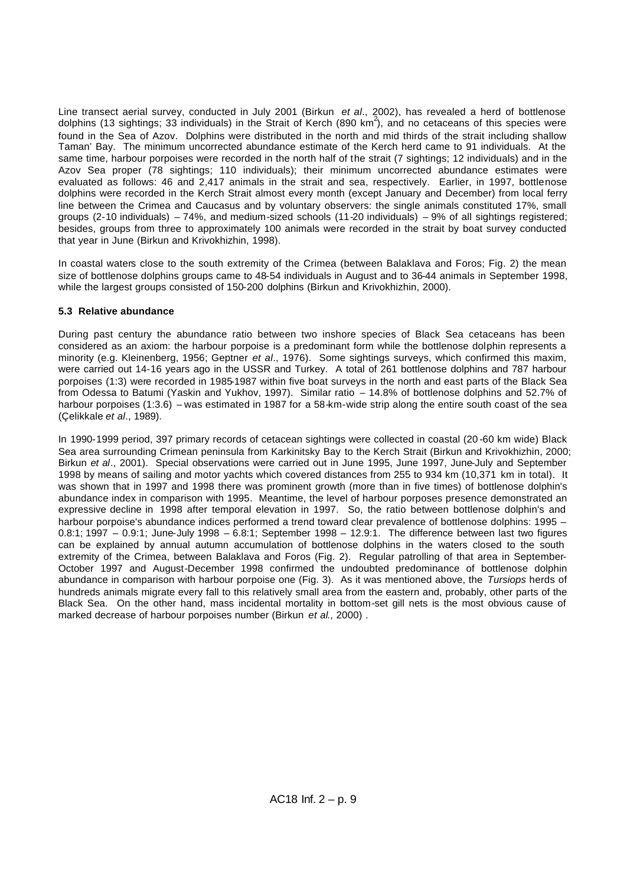Line transect aerial survey, conducted in July 2001 (Birkun *et al*., 2002), has revealed a herd of bottlenose dolphins (13 sightings; 33 individuals) in the Strait of Kerch (890 $km^2$), and no cetaceans of this species were found in the Sea of Azov. Dolphins were distributed in the north and mid thirds of the strait including shallow Taman' Bay. The minimum uncorrected abundance estimate of the Kerch herd came to 91 individuals. At the same time, harbour porpoises were recorded in the north half of the strait (7 sightings; 12 individuals) and in the Azov Sea proper (78 sightings; 110 individuals); their minimum uncorrected abundance estimates were evaluated as follows: 46 and 2,417 animals in the strait and sea, respectively. Earlier, in 1997, bottlenose dolphins were recorded in the Kerch Strait almost every month (except January and December) from local ferry line between the Crimea and Caucasus and by voluntary observers: the single animals constituted 17%, small groups (2-10 individuals) – 74%, and medium-sized schools (11-20 individuals) – 9% of all sightings registered; besides, groups from three to approximately 100 animals were recorded in the strait by boat survey conducted that year in June (Birkun and Krivokhizhin, 1998).

In coastal waters close to the south extremity of the Crimea (between Balaklava and Foros; Fig. 2) the mean size of bottlenose dolphins groups came to 48-54 individuals in August and to 36-44 animals in September 1998, while the largest groups consisted of 150-200 dolphins (Birkun and Krivokhizhin, 2000).

### 5.3 Relative abundance

During past century the abundance ratio between two inshore species of Black Sea cetaceans has been considered as an axiom: the harbour porpoise is a predominant form while the bottlenose dolphin represents a minority (e.g. Kleinenberg, 1956; Geptner *et al*., 1976). Some sightings surveys, which confirmed this maxim, were carried out 14-16 years ago in the USSR and Turkey. A total of 261 bottlenose dolphins and 787 harbour porpoises (1:3) were recorded in 1985-1987 within five boat surveys in the north and east parts of the Black Sea from Odessa to Batumi (Yaskin and Yukhov, 1997). Similar ratio – 14.8% of bottlenose dolphins and 52.7% of harbour porpoises (1:3.6) – was estimated in 1987 for a 58-km-wide strip along the entire south coast of the sea (Çelikkale *et al*., 1989).

In 1990-1999 period, 397 primary records of cetacean sightings were collected in coastal (20-60 km wide) Black Sea area surrounding Crimean peninsula from Karkinitsky Bay to the Kerch Strait (Birkun and Krivokhizhin, 2000; Birkun *et al*., 2001). Special observations were carried out in June 1995, June 1997, June-July and September 1998 by means of sailing and motor yachts which covered distances from 255 to 934 km (10,371 km in total). It was shown that in 1997 and 1998 there was prominent growth (more than in five times) of bottlenose dolphin's abundance index in comparison with 1995. Meantime, the level of harbour porposes presence demonstrated an expressive decline in 1998 after temporal elevation in 1997. So, the ratio between bottlenose dolphin's and harbour porpoise's abundance indices performed a trend toward clear prevalence of bottlenose dolphins: 1995 – 0.8:1; 1997 – 0.9:1; June-July 1998 – 6.8:1; September 1998 – 12.9:1. The difference between last two figures can be explained by annual autumn accumulation of bottlenose dolphins in the waters closed to the south extremity of the Crimea, between Balaklava and Foros (Fig. 2). Regular patrolling of that area in September-October 1997 and August-December 1998 confirmed the undoubted predominance of bottlenose dolphin abundance in comparison with harbour porpoise one (Fig. 3). As it was mentioned above, the *Tursiops* herds of hundreds animals migrate every fall to this relatively small area from the eastern and, probably, other parts of the Black Sea. On the other hand, mass incidental mortality in bottom-set gill nets is the most obvious cause of marked decrease of harbour porpoises number (Birkun *et al*., 2000) .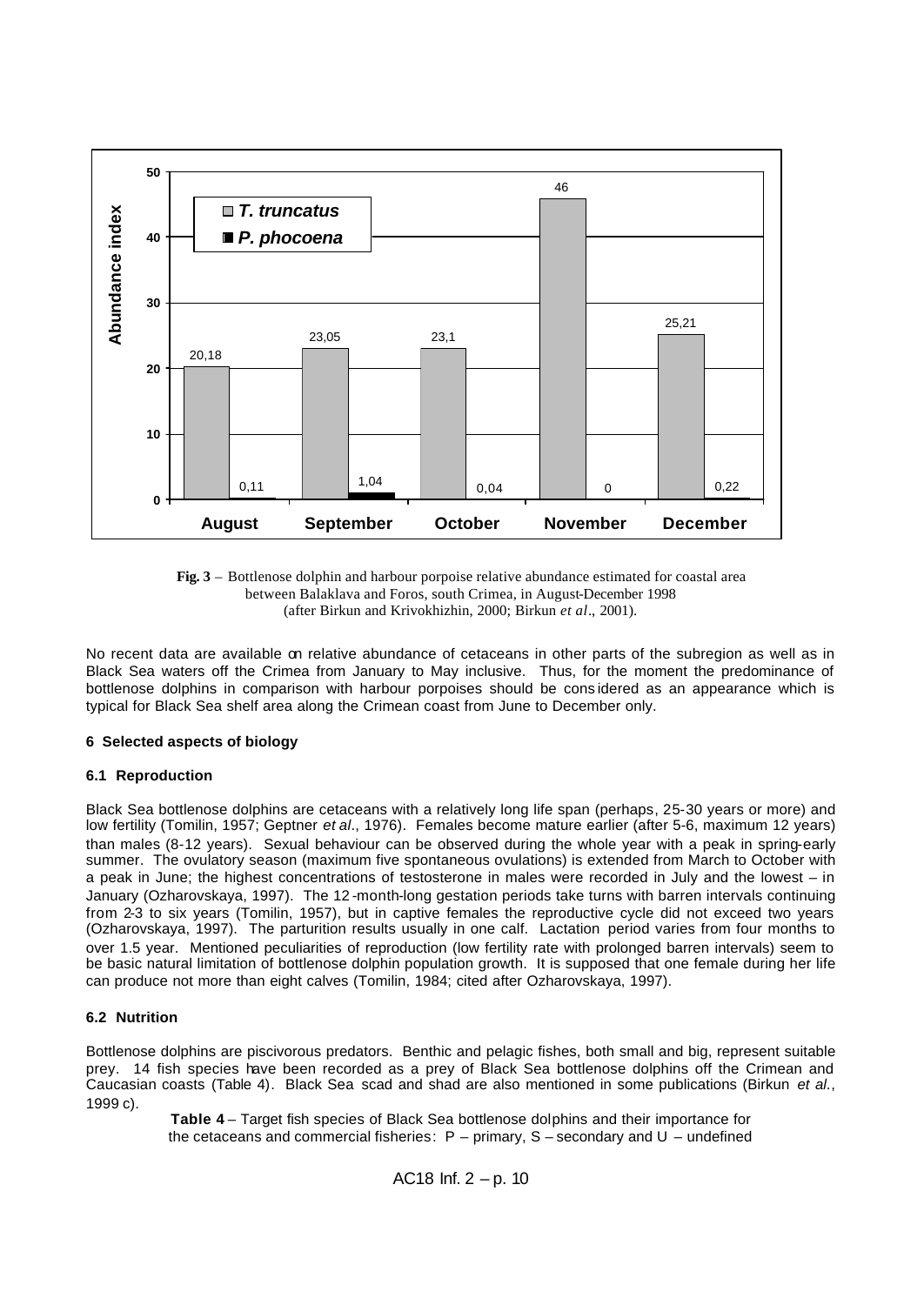**Fig. 3** – Bottlenose dolphin and harbour porpoise relative abundance estimated for coastal area between Balaklava and Foros, south Crimea, in August-December 1998 (after Birkun and Krivokhizhin, 2000; Birkun *et al*., 2001).

No recent data are available on relative abundance of cetaceans in other parts of the subregion as well as in Black Sea waters off the Crimea from January to May inclusive. Thus, for the moment the predominance of bottlenose dolphins in comparison with harbour porpoises should be considered as an appearance which is typical for Black Sea shelf area along the Crimean coast from June to December only.

### 6 Selected aspects of biology

#### 6.1 Reproduction

Black Sea bottlenose dolphins are cetaceans with a relatively long life span (perhaps, 25-30 years or more) and low fertility (Tomilin, 1957; Geptner *et al*., 1976). Females become mature earlier (after 5-6, maximum 12 years) than males (8-12 years). Sexual behaviour can be observed during the whole year with a peak in spring-early summer. The ovulatory season (maximum five spontaneous ovulations) is extended from March to October with a peak in June; the highest concentrations of testosterone in males were recorded in July and the lowest – in January (Ozharovskaya, 1997). The 12-month-long gestation periods take turns with barren intervals continuing from 2-3 to six years (Tomilin, 1957), but in captive females the reproductive cycle did not exceed two years (Ozharovskaya, 1997). The parturition results usually in one calf. Lactation period varies from four months to over 1.5 year. Mentioned peculiarities of reproduction (low fertility rate with prolonged barren intervals) seem to be basic natural limitation of bottlenose dolphin population growth. It is supposed that one female during her life can produce not more than eight calves (Tomilin, 1984; cited after Ozharovskaya, 1997).

#### 6.2 Nutrition

Bottlenose dolphins are piscivorous predators. Benthic and pelagic fishes, both small and big, represent suitable prey. 14 fish species have been recorded as a prey of Black Sea bottlenose dolphins off the Crimean and Caucasian coasts (Table 4). Black Sea scad and shad are also mentioned in some publications (Birkun *et al*., 1999 c).

**Table 4** – Target fish species of Black Sea bottlenose dolphins and their importance for the cetaceans and commercial fisheries: P – primary, S – secondary and U – undefined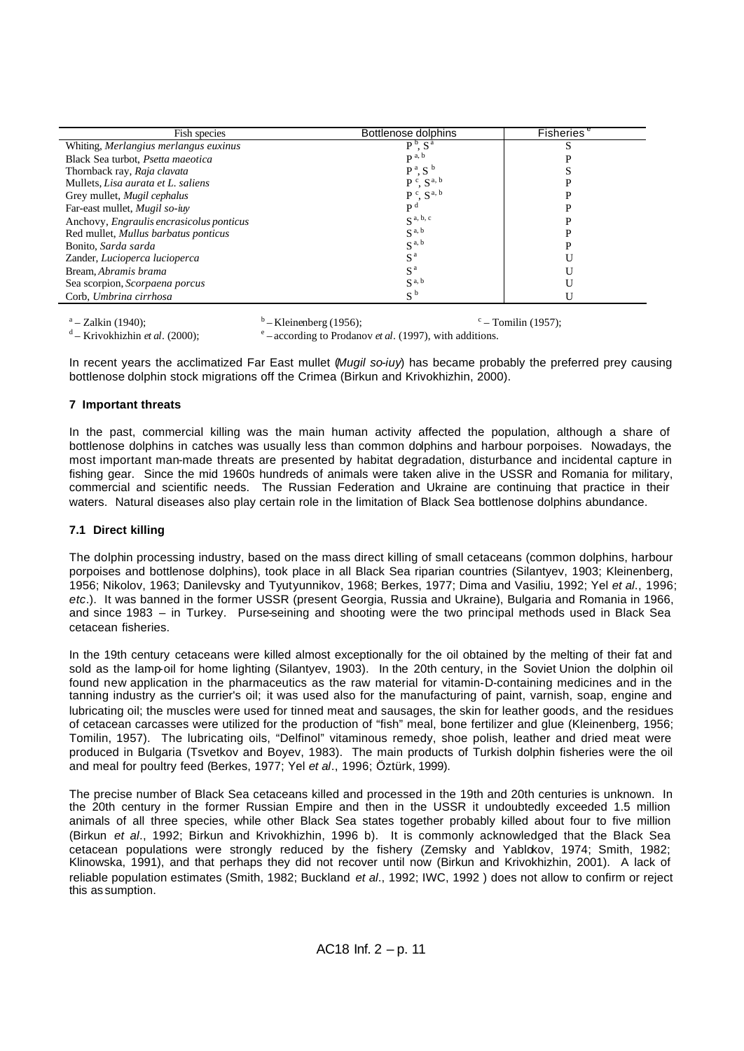| Fish species | Bottlenose dolphins | Fisheries [e] |
|---|---|---|
| Whiting, *Merlangius merlangus euxinus* | P [b], S [a] | S |
| Black Sea turbot, *Psetta maeotica* | P [a, b] | P |
| Thornback ray, *Raja clavata* | P [a], S [b] | S |
| Mullets, *Lisa aurata et L. saliens* | P [c], S [a, b] | P |
| Grey mullet, *Mugil cephalus* | P [c], S [a, b] | P |
| Far-east mullet, *Mugil so-iuy* | P [d] | P |
| Anchovy, *Engraulis encrasicolus ponticus* | S [a, b, c] | P |
| Red mullet, *Mullus barbatus ponticus* | S [a, b] | P |
| Bonito, *Sarda sarda* | S [a, b] | P |
| Zander, *Lucioperca lucioperca* | S [a] | U |
| Bream, *Abramis brama* | S [a] | U |
| Sea scorpion, *Scorpaena porcus* | S [a, b] | U |
| Corb, *Umbrina cirrhosa* | S [b] | U |

[a] – Zalkin (1940); [b] – Kleinenberg (1956); [c] – Tomilin (1957);
[d] – Krivokhizhin *et al*. (2000); [e] – according to Prodanov *et al*. (1997), with additions.

In recent years the acclimatized Far East mullet (*Mugil so-iuy*) has became probably the preferred prey causing bottlenose dolphin stock migrations off the Crimea (Birkun and Krivokhizhin, 2000).

## 7 Important threats

In the past, commercial killing was the main human activity affected the population, although a share of bottlenose dolphins in catches was usually less than common dolphins and harbour porpoises. Nowadays, the most important man-made threats are presented by habitat degradation, disturbance and incidental capture in fishing gear. Since the mid 1960s hundreds of animals were taken alive in the USSR and Romania for military, commercial and scientific needs. The Russian Federation and Ukraine are continuing that practice in their waters. Natural diseases also play certain role in the limitation of Black Sea bottlenose dolphins abundance.

### 7.1 Direct killing

The dolphin processing industry, based on the mass direct killing of small cetaceans (common dolphins, harbour porpoises and bottlenose dolphins), took place in all Black Sea riparian countries (Silantyev, 1903; Kleinenberg, 1956; Nikolov, 1963; Danilevsky and Tyutyunnikov, 1968; Berkes, 1977; Dima and Vasiliu, 1992; Yel *et al*., 1996; *etc*.). It was banned in the former USSR (present Georgia, Russia and Ukraine), Bulgaria and Romania in 1966, and since 1983 – in Turkey. Purse-seining and shooting were the two principal methods used in Black Sea cetacean fisheries.

In the 19th century cetaceans were killed almost exceptionally for the oil obtained by the melting of their fat and sold as the lamp-oil for home lighting (Silantyev, 1903). In the 20th century, in the Soviet Union the dolphin oil found new application in the pharmaceutics as the raw material for vitamin-D-containing medicines and in the tanning industry as the currier's oil; it was used also for the manufacturing of paint, varnish, soap, engine and lubricating oil; the muscles were used for tinned meat and sausages, the skin for leather goods, and the residues of cetacean carcasses were utilized for the production of "fish" meal, bone fertilizer and glue (Kleinenberg, 1956; Tomilin, 1957). The lubricating oils, "Delfinol" vitaminous remedy, shoe polish, leather and dried meat were produced in Bulgaria (Tsvetkov and Boyev, 1983). The main products of Turkish dolphin fisheries were the oil and meal for poultry feed (Berkes, 1977; Yel *et al*., 1996; Öztürk, 1999).

The precise number of Black Sea cetaceans killed and processed in the 19th and 20th centuries is unknown. In the 20th century in the former Russian Empire and then in the USSR it undoubtedly exceeded 1.5 million animals of all three species, while other Black Sea states together probably killed about four to five million (Birkun *et al*., 1992; Birkun and Krivokhizhin, 1996 b). It is commonly acknowledged that the Black Sea cetacean populations were strongly reduced by the fishery (Zemsky and Yablokov, 1974; Smith, 1982; Klinowska, 1991), and that perhaps they did not recover until now (Birkun and Krivokhizhin, 2001). A lack of reliable population estimates (Smith, 1982; Buckland *et al*., 1992; IWC, 1992 ) does not allow to confirm or reject this assumption.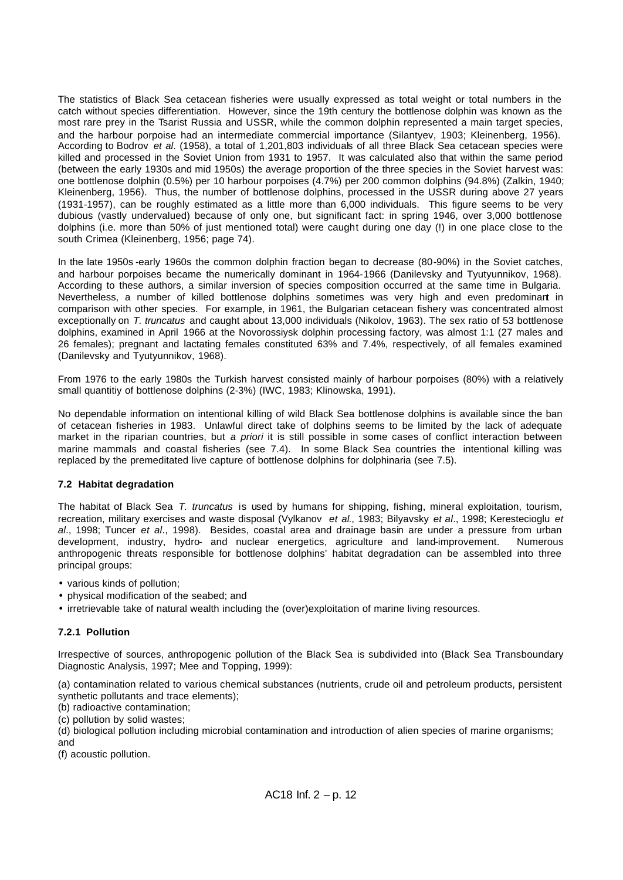The statistics of Black Sea cetacean fisheries were usually expressed as total weight or total numbers in the catch without species differentiation. However, since the 19th century the bottlenose dolphin was known as the most rare prey in the Tsarist Russia and USSR, while the common dolphin represented a main target species, and the harbour porpoise had an intermediate commercial importance (Silantyev, 1903; Kleinenberg, 1956). According to Bodrov *et al*. (1958), a total of 1,201,803 individuals of all three Black Sea cetacean species were killed and processed in the Soviet Union from 1931 to 1957. It was calculated also that within the same period (between the early 1930s and mid 1950s) the average proportion of the three species in the Soviet harvest was: one bottlenose dolphin (0.5%) per 10 harbour porpoises (4.7%) per 200 common dolphins (94.8%) (Zalkin, 1940; Kleinenberg, 1956). Thus, the number of bottlenose dolphins, processed in the USSR during above 27 years (1931-1957), can be roughly estimated as a little more than 6,000 individuals. This figure seems to be very dubious (vastly undervalued) because of only one, but significant fact: in spring 1946, over 3,000 bottlenose dolphins (i.e. more than 50% of just mentioned total) were caught during one day (!) in one place close to the south Crimea (Kleinenberg, 1956; page 74).

In the late 1950s-early 1960s the common dolphin fraction began to decrease (80-90%) in the Soviet catches, and harbour porpoises became the numerically dominant in 1964-1966 (Danilevsky and Tyutyunnikov, 1968). According to these authors, a similar inversion of species composition occurred at the same time in Bulgaria. Nevertheless, a number of killed bottlenose dolphins sometimes was very high and even predominant in comparison with other species. For example, in 1961, the Bulgarian cetacean fishery was concentrated almost exceptionally on *T. truncatus* and caught about 13,000 individuals (Nikolov, 1963). The sex ratio of 53 bottlenose dolphins, examined in April 1966 at the Novorossiysk dolphin processing factory, was almost 1:1 (27 males and 26 females); pregnant and lactating females constituted 63% and 7.4%, respectively, of all females examined (Danilevsky and Tyutyunnikov, 1968).

From 1976 to the early 1980s the Turkish harvest consisted mainly of harbour porpoises (80%) with a relatively small quantitiy of bottlenose dolphins (2-3%) (IWC, 1983; Klinowska, 1991).

No dependable information on intentional killing of wild Black Sea bottlenose dolphins is available since the ban of cetacean fisheries in 1983. Unlawful direct take of dolphins seems to be limited by the lack of adequate market in the riparian countries, but *a priori* it is still possible in some cases of conflict interaction between marine mammals and coastal fisheries (see 7.4). In some Black Sea countries the intentional killing was replaced by the premeditated live capture of bottlenose dolphins for dolphinaria (see 7.5).

### 7.2 Habitat degradation

The habitat of Black Sea *T. truncatus* is used by humans for shipping, fishing, mineral exploitation, tourism, recreation, military exercises and waste disposal (Vylkanov *et al*., 1983; Bilyavsky *et al*., 1998; Kerestecioglu *et al*., 1998; Tuncer *et al*., 1998). Besides, coastal area and drainage basin are under a pressure from urban development, industry, hydro- and nuclear energetics, agriculture and land-improvement. Numerous anthropogenic threats responsible for bottlenose dolphins' habitat degradation can be assembled into three principal groups:

- various kinds of pollution;
- physical modification of the seabed; and
- irretrievable take of natural wealth including the (over)exploitation of marine living resources.

#### 7.2.1 Pollution

Irrespective of sources, anthropogenic pollution of the Black Sea is subdivided into (Black Sea Transboundary Diagnostic Analysis, 1997; Mee and Topping, 1999):

(a) contamination related to various chemical substances (nutrients, crude oil and petroleum products, persistent synthetic pollutants and trace elements);
(b) radioactive contamination;
(c) pollution by solid wastes;
(d) biological pollution including microbial contamination and introduction of alien species of marine organisms; and
(f) acoustic pollution.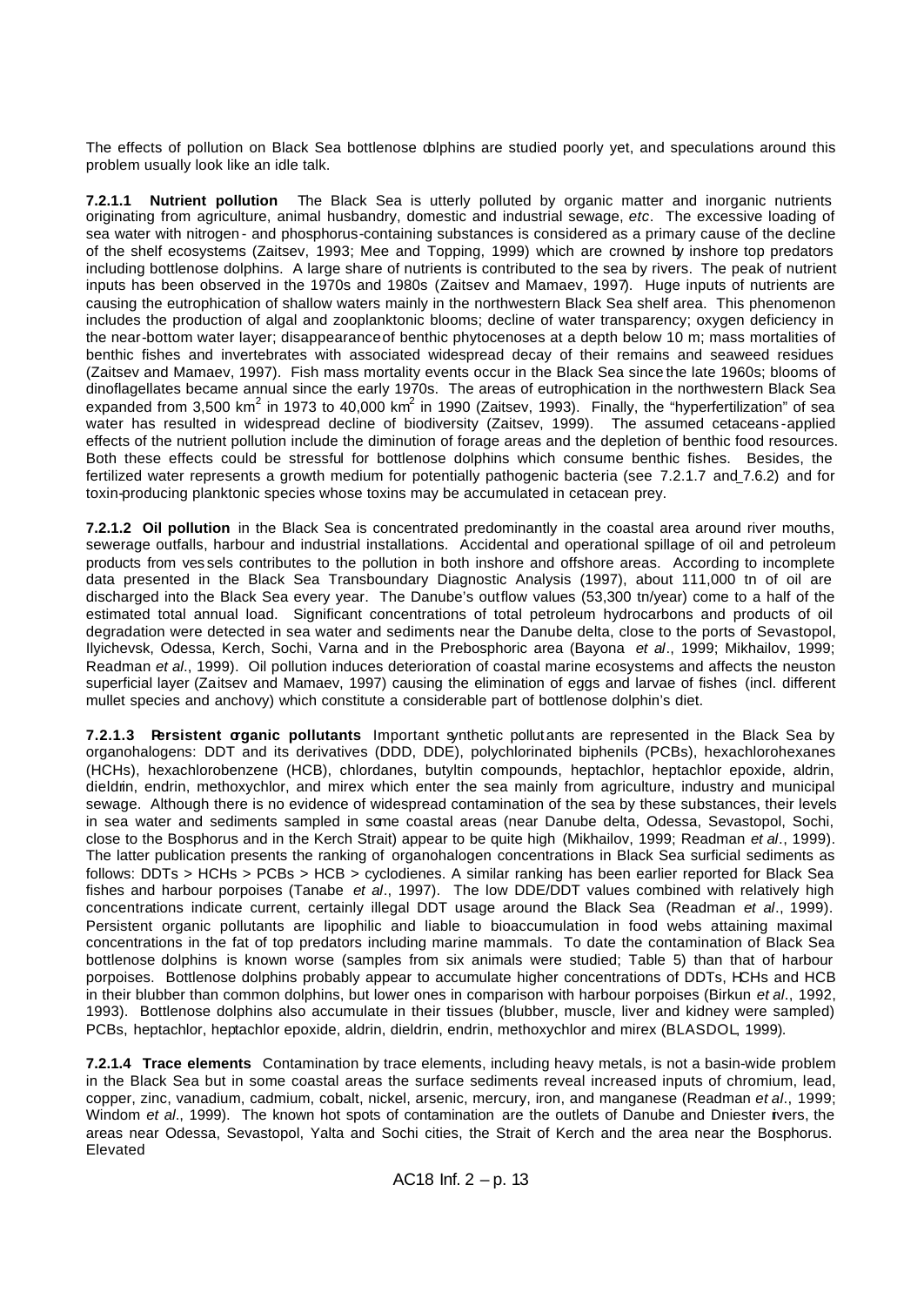The effects of pollution on Black Sea bottlenose dolphins are studied poorly yet, and speculations around this problem usually look like an idle talk.

**7.2.1.1 Nutrient pollution** The Black Sea is utterly polluted by organic matter and inorganic nutrients originating from agriculture, animal husbandry, domestic and industrial sewage, *etc*. The excessive loading of sea water with nitrogen- and phosphorus-containing substances is considered as a primary cause of the decline of the shelf ecosystems (Zaitsev, 1993; Mee and Topping, 1999) which are crowned by inshore top predators including bottlenose dolphins. A large share of nutrients is contributed to the sea by rivers. The peak of nutrient inputs has been observed in the 1970s and 1980s (Zaitsev and Mamaev, 1997). Huge inputs of nutrients are causing the eutrophication of shallow waters mainly in the northwestern Black Sea shelf area. This phenomenon includes the production of algal and zooplanktonic blooms; decline of water transparency; oxygen deficiency in the near-bottom water layer; disappearance of benthic phytocenoses at a depth below 10 m; mass mortalities of benthic fishes and invertebrates with associated widespread decay of their remains and seaweed residues (Zaitsev and Mamaev, 1997). Fish mass mortality events occur in the Black Sea since the late 1960s; blooms of dinoflagellates became annual since the early 1970s. The areas of eutrophication in the northwestern Black Sea expanded from 3,500 km$^2$ in 1973 to 40,000 km$^2$ in 1990 (Zaitsev, 1993). Finally, the "hyperfertilization" of sea water has resulted in widespread decline of biodiversity (Zaitsev, 1999). The assumed cetaceans-applied effects of the nutrient pollution include the diminution of forage areas and the depletion of benthic food resources. Both these effects could be stressful for bottlenose dolphins which consume benthic fishes. Besides, the fertilized water represents a growth medium for potentially pathogenic bacteria (see 7.2.1.7 and 7.6.2) and for toxin-producing planktonic species whose toxins may be accumulated in cetacean prey.

**7.2.1.2 Oil pollution** in the Black Sea is concentrated predominantly in the coastal area around river mouths, sewerage outfalls, harbour and industrial installations. Accidental and operational spillage of oil and petroleum products from vessels contributes to the pollution in both inshore and offshore areas. According to incomplete data presented in the Black Sea Transboundary Diagnostic Analysis (1997), about 111,000 tn of oil are discharged into the Black Sea every year. The Danube's outflow values (53,300 tn/year) come to a half of the estimated total annual load. Significant concentrations of total petroleum hydrocarbons and products of oil degradation were detected in sea water and sediments near the Danube delta, close to the ports of Sevastopol, Ilyichevsk, Odessa, Kerch, Sochi, Varna and in the Prebosphoric area (Bayona *et al*., 1999; Mikhailov, 1999; Readman *et al*., 1999). Oil pollution induces deterioration of coastal marine ecosystems and affects the neuston superficial layer (Zaitsev and Mamaev, 1997) causing the elimination of eggs and larvae of fishes (incl. different mullet species and anchovy) which constitute a considerable part of bottlenose dolphin's diet.

**7.2.1.3 Persistent organic pollutants** Important synthetic pollutants are represented in the Black Sea by organohalogens: DDT and its derivatives (DDD, DDE), polychlorinated biphenils (PCBs), hexachlorohexanes (HCHs), hexachlorobenzene (HCB), chlordanes, butyltin compounds, heptachlor, heptachlor epoxide, aldrin, dieldrin, endrin, methoxychlor, and mirex which enter the sea mainly from agriculture, industry and municipal sewage. Although there is no evidence of widespread contamination of the sea by these substances, their levels in sea water and sediments sampled in some coastal areas (near Danube delta, Odessa, Sevastopol, Sochi, close to the Bosphorus and in the Kerch Strait) appear to be quite high (Mikhailov, 1999; Readman *et al*., 1999). The latter publication presents the ranking of organohalogen concentrations in Black Sea surficial sediments as follows: DDTs > HCHs > PCBs > HCB > cyclodienes. A similar ranking has been earlier reported for Black Sea fishes and harbour porpoises (Tanabe *et al*., 1997). The low DDE/DDT values combined with relatively high concentrations indicate current, certainly illegal DDT usage around the Black Sea (Readman *et al*., 1999). Persistent organic pollutants are lipophilic and liable to bioaccumulation in food webs attaining maximal concentrations in the fat of top predators including marine mammals. To date the contamination of Black Sea bottlenose dolphins is known worse (samples from six animals were studied; Table 5) than that of harbour porpoises. Bottlenose dolphins probably appear to accumulate higher concentrations of DDTs, HCHs and HCB in their blubber than common dolphins, but lower ones in comparison with harbour porpoises (Birkun *et al*., 1992, 1993). Bottlenose dolphins also accumulate in their tissues (blubber, muscle, liver and kidney were sampled) PCBs, heptachlor, heptachlor epoxide, aldrin, dieldrin, endrin, methoxychlor and mirex (BLASDOL, 1999).

**7.2.1.4 Trace elements** Contamination by trace elements, including heavy metals, is not a basin-wide problem in the Black Sea but in some coastal areas the surface sediments reveal increased inputs of chromium, lead, copper, zinc, vanadium, cadmium, cobalt, nickel, arsenic, mercury, iron, and manganese (Readman *et al*., 1999; Windom *et al*., 1999). The known hot spots of contamination are the outlets of Danube and Dniester rivers, the areas near Odessa, Sevastopol, Yalta and Sochi cities, the Strait of Kerch and the area near the Bosphorus. Elevated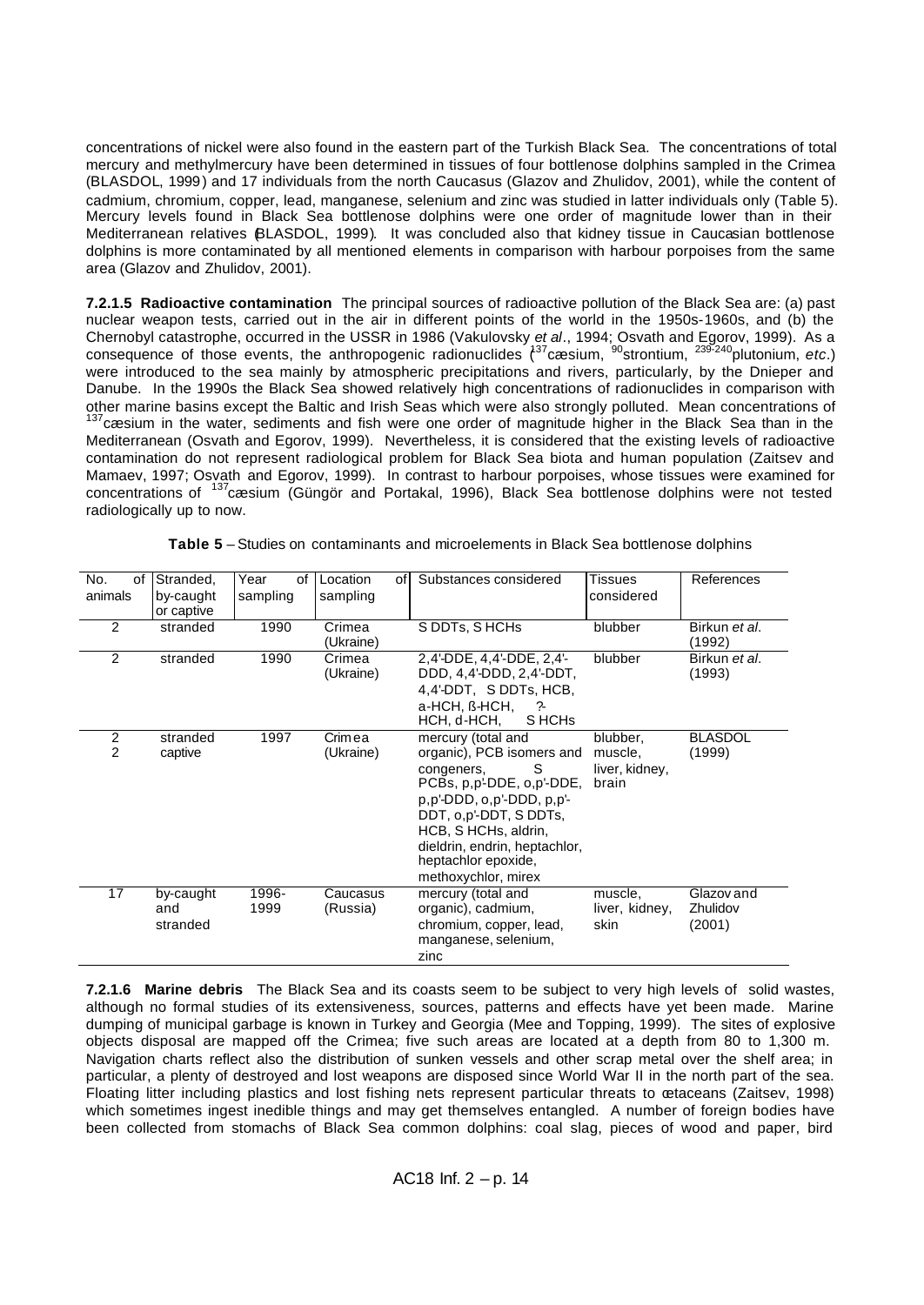concentrations of nickel were also found in the eastern part of the Turkish Black Sea. The concentrations of total mercury and methylmercury have been determined in tissues of four bottlenose dolphins sampled in the Crimea (BLASDOL, 1999) and 17 individuals from the north Caucasus (Glazov and Zhulidov, 2001), while the content of cadmium, chromium, copper, lead, manganese, selenium and zinc was studied in latter individuals only (Table 5). Mercury levels found in Black Sea bottlenose dolphins were one order of magnitude lower than in their Mediterranean relatives (BLASDOL, 1999). It was concluded also that kidney tissue in Caucasian bottlenose dolphins is more contaminated by all mentioned elements in comparison with harbour porpoises from the same area (Glazov and Zhulidov, 2001).

**7.2.1.5 Radioactive contamination** The principal sources of radioactive pollution of the Black Sea are: (a) past nuclear weapon tests, carried out in the air in different points of the world in the 1950s-1960s, and (b) the Chernobyl catastrophe, occurred in the USSR in 1986 (Vakulovsky *et al*., 1994; Osvath and Egorov, 1999). As a consequence of those events, the anthropogenic radionuclides ($^{137}$cæsium, $^{90}$strontium, $^{239\text{-}240}$plutonium, *etc*.) were introduced to the sea mainly by atmospheric precipitations and rivers, particularly, by the Dnieper and Danube. In the 1990s the Black Sea showed relatively high concentrations of radionuclides in comparison with other marine basins except the Baltic and Irish Seas which were also strongly polluted. Mean concentrations of $^{137}$cæsium in the water, sediments and fish were one order of magnitude higher in the Black Sea than in the Mediterranean (Osvath and Egorov, 1999). Nevertheless, it is considered that the existing levels of radioactive contamination do not represent radiological problem for Black Sea biota and human population (Zaitsev and Mamaev, 1997; Osvath and Egorov, 1999). In contrast to harbour porpoises, whose tissues were examined for concentrations of $^{137}$cæsium (Güngör and Portakal, 1996), Black Sea bottlenose dolphins were not tested radiologically up to now.

**Table 5** – Studies on contaminants and microelements in Black Sea bottlenose dolphins

| No. of animals | Stranded, by-caught or captive | Year of sampling | Location of sampling | Substances considered | Tissues considered | References |
|---|---|---|---|---|---|---|
| 2 | stranded | 1990 | Crimea (Ukraine) | S DDTs, S HCHs | blubber | Birkun *et al*. (1992) |
| 2 | stranded | 1990 | Crimea (Ukraine) | 2,4'-DDE, 4,4'-DDE, 2,4'-DDD, 4,4'-DDD, 2,4'-DDT, 4,4'-DDT, S DDTs, HCB, a-HCH, ß-HCH, ?-HCH, d-HCH, S HCHs | blubber | Birkun *et al*. (1993) |
| 2<br>2 | stranded<br>captive | 1997 | Crimea (Ukraine) | mercury (total and organic), PCB isomers and congeners, S PCBs, p,p'-DDE, o,p'-DDE, p,p'-DDD, o,p'-DDD, p,p'-DDT, o,p'-DDT, S DDTs, HCB, S HCHs, aldrin, dieldrin, endrin, heptachlor, heptachlor epoxide, methoxychlor, mirex | blubber, muscle, liver, kidney, brain | BLASDOL (1999) |
| 17 | by-caught and stranded | 1996-1999 | Caucasus (Russia) | mercury (total and organic), cadmium, chromium, copper, lead, manganese, selenium, zinc | muscle, liver, kidney, skin | Glazov and Zhulidov (2001) |

**7.2.1.6 Marine debris** The Black Sea and its coasts seem to be subject to very high levels of solid wastes, although no formal studies of its extensiveness, sources, patterns and effects have yet been made. Marine dumping of municipal garbage is known in Turkey and Georgia (Mee and Topping, 1999). The sites of explosive objects disposal are mapped off the Crimea; five such areas are located at a depth from 80 to 1,300 m. Navigation charts reflect also the distribution of sunken vessels and other scrap metal over the shelf area; in particular, a plenty of destroyed and lost weapons are disposed since World War II in the north part of the sea. Floating litter including plastics and lost fishing nets represent particular threats to cetaceans (Zaitsev, 1998) which sometimes ingest inedible things and may get themselves entangled. A number of foreign bodies have been collected from stomachs of Black Sea common dolphins: coal slag, pieces of wood and paper, bird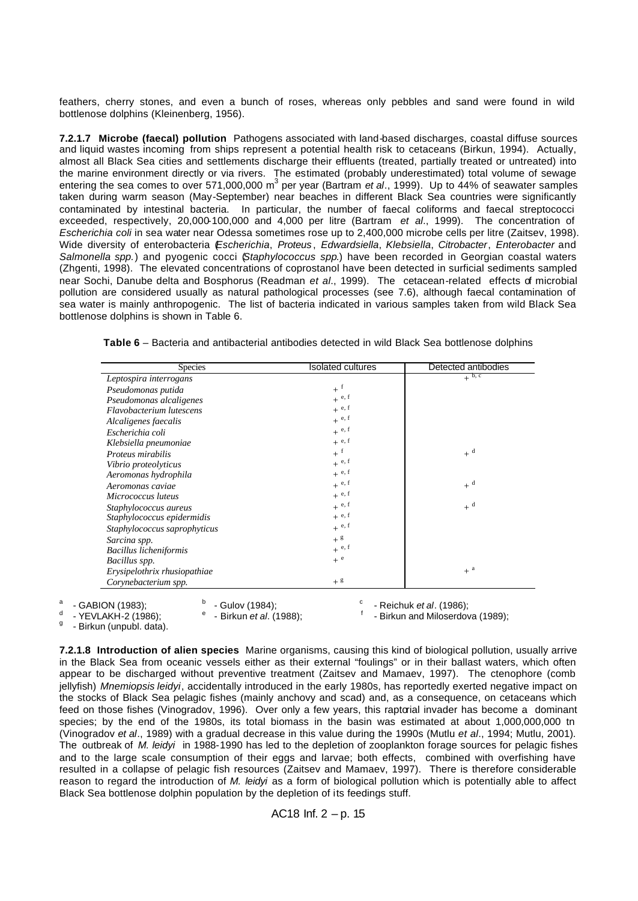feathers, cherry stones, and even a bunch of roses, whereas only pebbles and sand were found in wild bottlenose dolphins (Kleinenberg, 1956).

**7.2.1.7 Microbe (faecal) pollution** Pathogens associated with land-based discharges, coastal diffuse sources and liquid wastes incoming from ships represent a potential health risk to cetaceans (Birkun, 1994). Actually, almost all Black Sea cities and settlements discharge their effluents (treated, partially treated or untreated) into the marine environment directly or via rivers. The estimated (probably underestimated) total volume of sewage entering the sea comes to over 571,000,000 $m^3$ per year (Bartram *et al*., 1999). Up to 44% of seawater samples taken during warm season (May-September) near beaches in different Black Sea countries were significantly contaminated by intestinal bacteria. In particular, the number of faecal coliforms and faecal streptococci exceeded, respectively, 20,000-100,000 and 4,000 per litre (Bartram *et al*., 1999). The concentration of *Escherichia coli* in sea water near Odessa sometimes rose up to 2,400,000 microbe cells per litre (Zaitsev, 1998). Wide diversity of enterobacteria (*Escherichia*, *Proteus*, *Edwardsiella*, *Klebsiella*, *Citrobacter*, *Enterobacter* and *Salmonella spp.*) and pyogenic cocci (*Staphylococcus spp.*) have been recorded in Georgian coastal waters (Zhgenti, 1998). The elevated concentrations of coprostanol have been detected in surficial sediments sampled near Sochi, Danube delta and Bosphorus (Readman *et al*., 1999). The cetacean-related effects of microbial pollution are considered usually as natural pathological processes (see 7.6), although faecal contamination of sea water is mainly anthropogenic. The list of bacteria indicated in various samples taken from wild Black Sea bottlenose dolphins is shown in Table 6.

**Table 6** – Bacteria and antibacterial antibodies detected in wild Black Sea bottlenose dolphins

| Species | Isolated cultures | Detected antibodies |
|---|---|---|
| *Leptospira interrogans* | | + [b, c] |
| *Pseudomonas putida* | + [f] | |
| *Pseudomonas alcaligenes* | + [e, f] | |
| *Flavobacterium lutescens* | + [e, f] | |
| *Alcaligenes faecalis* | + [e, f] | |
| *Escherichia coli* | + [e, f] | |
| *Klebsiella pneumoniae* | + [e, f] | |
| *Proteus mirabilis* | + [f] | + [d] |
| *Vibrio proteolyticus* | + [e, f] | |
| *Aeromonas hydrophila* | + [e, f] | |
| *Aeromonas caviae* | + [e, f] | + [d] |
| *Micrococcus luteus* | + [e, f] | |
| *Staphylococcus aureus* | + [e, f] | + [d] |
| *Staphylococcus epidermidis* | + [e, f] | |
| *Staphylococcus saprophyticus* | + [e, f] | |
| *Sarcina spp.* | + [g] | |
| *Bacillus licheniformis* | + [e, f] | |
| *Bacillus spp.* | + [e] | |
| *Erysipelothrix rhusiopathiae* | | + [a] |
| *Corynebacterium spp.* | + [g] | |

[a] - GABION (1983); [b] - Gulov (1984); [c] - Reichuk *et al*. (1986);
[d] - YEVLAKH-2 (1986); [e] - Birkun *et al*. (1988); [f] - Birkun and Miloserdova (1989);
[g] - Birkun (unpubl. data).

**7.2.1.8 Introduction of alien species** Marine organisms, causing this kind of biological pollution, usually arrive in the Black Sea from oceanic vessels either as their external "foulings" or in their ballast waters, which often appear to be discharged without preventive treatment (Zaitsev and Mamaev, 1997). The ctenophore (comb jellyfish) *Mnemiopsis leidyi*, accidentally introduced in the early 1980s, has reportedly exerted negative impact on the stocks of Black Sea pelagic fishes (mainly anchovy and scad) and, as a consequence, on cetaceans which feed on those fishes (Vinogradov, 1996). Over only a few years, this raptorial invader has become a dominant species; by the end of the 1980s, its total biomass in the basin was estimated at about 1,000,000,000 tn (Vinogradov *et al*., 1989) with a gradual decrease in this value during the 1990s (Mutlu *et al*., 1994; Mutlu, 2001). The outbreak of *M. leidyi* in 1988-1990 has led to the depletion of zooplankton forage sources for pelagic fishes and to the large scale consumption of their eggs and larvae; both effects, combined with overfishing have resulted in a collapse of pelagic fish resources (Zaitsev and Mamaev, 1997). There is therefore considerable reason to regard the introduction of *M. leidyi* as a form of biological pollution which is potentially able to affect Black Sea bottlenose dolphin population by the depletion of its feedings stuff.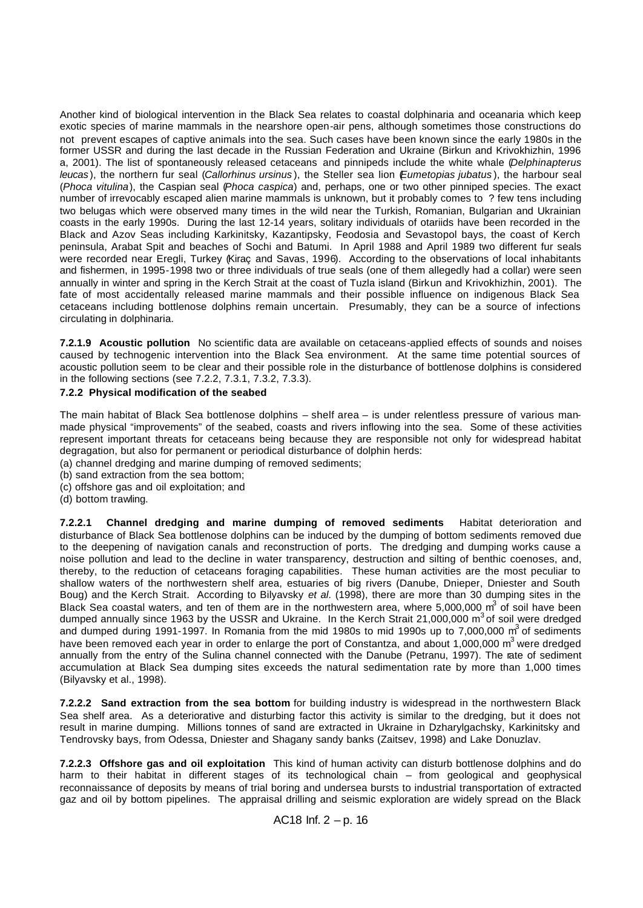Another kind of biological intervention in the Black Sea relates to coastal dolphinaria and oceanaria which keep exotic species of marine mammals in the nearshore open-air pens, although sometimes those constructions do not prevent escapes of captive animals into the sea. Such cases have been known since the early 1980s in the former USSR and during the last decade in the Russian Federation and Ukraine (Birkun and Krivokhizhin, 1996 a, 2001). The list of spontaneously released cetaceans and pinnipeds include the white whale (*Delphinapterus leucas*), the northern fur seal (*Callorhinus ursinus*), the Steller sea lion (*Eumetopias jubatus*), the harbour seal (*Phoca vitulina*), the Caspian seal (*Phoca caspica*) and, perhaps, one or two other pinniped species. The exact number of irrevocably escaped alien marine mammals is unknown, but it probably comes to ? few tens including two belugas which were observed many times in the wild near the Turkish, Romanian, Bulgarian and Ukrainian coasts in the early 1990s. During the last 12-14 years, solitary individuals of otariids have been recorded in the Black and Azov Seas including Karkinitsky, Kazantipsky, Feodosia and Sevastopol bays, the coast of Kerch peninsula, Arabat Spit and beaches of Sochi and Batumi. In April 1988 and April 1989 two different fur seals were recorded near Eregli, Turkey (Kiraç and Savas, 1996). According to the observations of local inhabitants and fishermen, in 1995-1998 two or three individuals of true seals (one of them allegedly had a collar) were seen annually in winter and spring in the Kerch Strait at the coast of Tuzla island (Birkun and Krivokhizhin, 2001). The fate of most accidentally released marine mammals and their possible influence on indigenous Black Sea cetaceans including bottlenose dolphins remain uncertain. Presumably, they can be a source of infections circulating in dolphinaria.

**7.2.1.9 Acoustic pollution** No scientific data are available on cetaceans-applied effects of sounds and noises caused by technogenic intervention into the Black Sea environment. At the same time potential sources of acoustic pollution seem to be clear and their possible role in the disturbance of bottlenose dolphins is considered in the following sections (see 7.2.2, 7.3.1, 7.3.2, 7.3.3).

**7.2.2 Physical modification of the seabed**

The main habitat of Black Sea bottlenose dolphins – shelf area – is under relentless pressure of various man-made physical "improvements" of the seabed, coasts and rivers inflowing into the sea. Some of these activities represent important threats for cetaceans being because they are responsible not only for widespread habitat degragation, but also for permanent or periodical disturbance of dolphin herds:

(a) channel dredging and marine dumping of removed sediments;
(b) sand extraction from the sea bottom;
(c) offshore gas and oil exploitation; and
(d) bottom trawling.

**7.2.2.1 Channel dredging and marine dumping of removed sediments** Habitat deterioration and disturbance of Black Sea bottlenose dolphins can be induced by the dumping of bottom sediments removed due to the deepening of navigation canals and reconstruction of ports. The dredging and dumping works cause a noise pollution and lead to the decline in water transparency, destruction and silting of benthic coenoses, and, thereby, to the reduction of cetaceans foraging capabilities. These human activities are the most peculiar to shallow waters of the northwestern shelf area, estuaries of big rivers (Danube, Dnieper, Dniester and South Boug) and the Kerch Strait. According to Bilyavsky *et al.* (1998), there are more than 30 dumping sites in the Black Sea coastal waters, and ten of them are in the northwestern area, where 5,000,000 $m^3$ of soil have been dumped annually since 1963 by the USSR and Ukraine. In the Kerch Strait 21,000,000 $m^3$ of soil were dredged and dumped during 1991-1997. In Romania from the mid 1980s to mid 1990s up to 7,000,000 $m^3$ of sediments have been removed each year in order to enlarge the port of Constantza, and about 1,000,000 $m^3$ were dredged annually from the entry of the Sulina channel connected with the Danube (Petranu, 1997). The rate of sediment accumulation at Black Sea dumping sites exceeds the natural sedimentation rate by more than 1,000 times (Bilyavsky et al., 1998).

**7.2.2.2 Sand extraction from the sea bottom** for building industry is widespread in the northwestern Black Sea shelf area. As a deteriorative and disturbing factor this activity is similar to the dredging, but it does not result in marine dumping. Millions tonnes of sand are extracted in Ukraine in Dzharylgachsky, Karkinitsky and Tendrovsky bays, from Odessa, Dniester and Shagany sandy banks (Zaitsev, 1998) and Lake Donuzlav.

**7.2.2.3 Offshore gas and oil exploitation** This kind of human activity can disturb bottlenose dolphins and do harm to their habitat in different stages of its technological chain – from geological and geophysical reconnaissance of deposits by means of trial boring and undersea bursts to industrial transportation of extracted gaz and oil by bottom pipelines. The appraisal drilling and seismic exploration are widely spread on the Black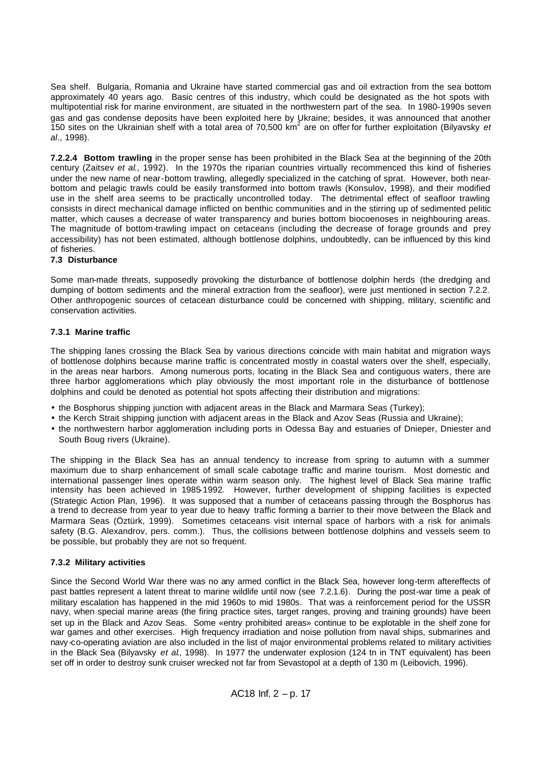Sea shelf. Bulgaria, Romania and Ukraine have started commercial gas and oil extraction from the sea bottom approximately 40 years ago. Basic centres of this industry, which could be designated as the hot spots with multipotential risk for marine environment, are situated in the northwestern part of the sea. In 1980-1990s seven gas and gas condense deposits have been exploited here by Ukraine; besides, it was announced that another 150 sites on the Ukrainian shelf with a total area of 70,500 km$^2$ are on offer for further exploitation (Bilyavsky *et al*., 1998).

**7.2.2.4 Bottom trawling** in the proper sense has been prohibited in the Black Sea at the beginning of the 20th century (Zaitsev *et al*., 1992). In the 1970s the riparian countries virtually recommenced this kind of fisheries under the new name of near-bottom trawling, allegedly specialized in the catching of sprat. However, both near-bottom and pelagic trawls could be easily transformed into bottom trawls (Konsulov, 1998), and their modified use in the shelf area seems to be practically uncontrolled today. The detrimental effect of seafloor trawling consists in direct mechanical damage inflicted on benthic communities and in the stirring up of sedimented pelitic matter, which causes a decrease of water transparency and buries bottom biocoenoses in neighbouring areas. The magnitude of bottom-trawling impact on cetaceans (including the decrease of forage grounds and prey accessibility) has not been estimated, although bottlenose dolphins, undoubtedly, can be influenced by this kind of fisheries.

### 7.3 Disturbance

Some man-made threats, supposedly provoking the disturbance of bottlenose dolphin herds (the dredging and dumping of bottom sediments and the mineral extraction from the seafloor), were just mentioned in section 7.2.2. Other anthropogenic sources of cetacean disturbance could be concerned with shipping, military, scientific and conservation activities.

#### 7.3.1 Marine traffic

The shipping lanes crossing the Black Sea by various directions coincide with main habitat and migration ways of bottlenose dolphins because marine traffic is concentrated mostly in coastal waters over the shelf, especially, in the areas near harbors. Among numerous ports, locating in the Black Sea and contiguous waters, there are three harbor agglomerations which play obviously the most important role in the disturbance of bottlenose dolphins and could be denoted as potential hot spots affecting their distribution and migrations:

- the Bosphorus shipping junction with adjacent areas in the Black and Marmara Seas (Turkey);
- the Kerch Strait shipping junction with adjacent areas in the Black and Azov Seas (Russia and Ukraine);
- the northwestern harbor agglomeration including ports in Odessa Bay and estuaries of Dnieper, Dniester and South Boug rivers (Ukraine).

The shipping in the Black Sea has an annual tendency to increase from spring to autumn with a summer maximum due to sharp enhancement of small scale cabotage traffic and marine tourism. Most domestic and international passenger lines operate within warm season only. The highest level of Black Sea marine traffic intensity has been achieved in 1985-1992. However, further development of shipping facilities is expected (Strategic Action Plan, 1996). It was supposed that a number of cetaceans passing through the Bosphorus has a trend to decrease from year to year due to heavy traffic forming a barrier to their move between the Black and Marmara Seas (Öztürk, 1999). Sometimes cetaceans visit internal space of harbors with a risk for animals safety (B.G. Alexandrov, pers. comm.). Thus, the collisions between bottlenose dolphins and vessels seem to be possible, but probably they are not so frequent.

#### 7.3.2 Military activities

Since the Second World War there was no any armed conflict in the Black Sea, however long-term aftereffects of past battles represent a latent threat to marine wildlife until now (see 7.2.1.6). During the post-war time a peak of military escalation has happened in the mid 1960s to mid 1980s. That was a reinforcement period for the USSR navy, when special marine areas (the firing practice sites, target ranges, proving and training grounds) have been set up in the Black and Azov Seas. Some «entry prohibited areas» continue to be explotable in the shelf zone for war games and other exercises. High frequency irradiation and noise pollution from naval ships, submarines and navy-co-operating aviation are also included in the list of major environmental problems related to military activities in the Black Sea (Bilyavsky *et al*., 1998). In 1977 the underwater explosion (124 tn in TNT equivalent) has been set off in order to destroy sunk cruiser wrecked not far from Sevastopol at a depth of 130 m (Leibovich, 1996).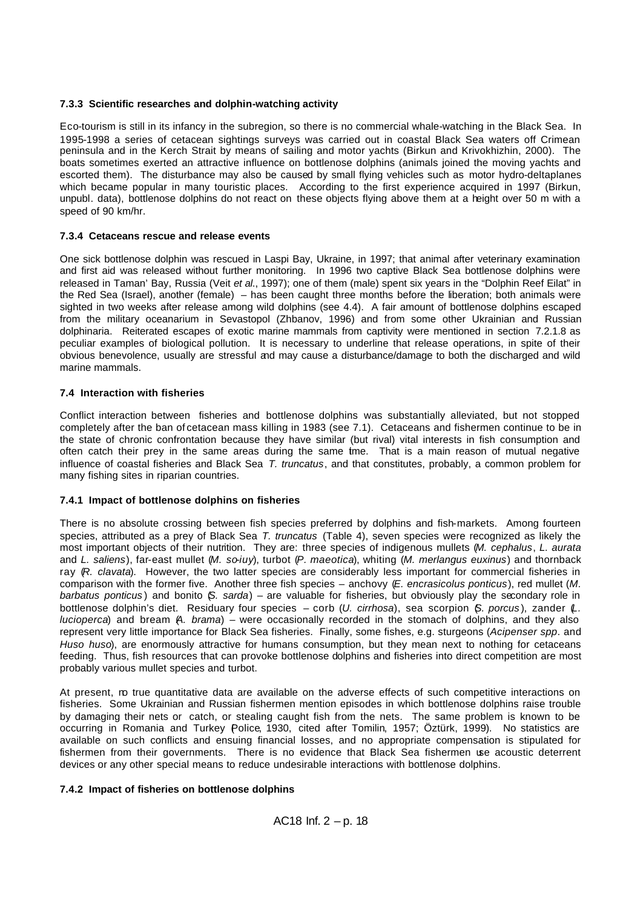### 7.3.3 Scientific researches and dolphin-watching activity

Eco-tourism is still in its infancy in the subregion, so there is no commercial whale-watching in the Black Sea. In 1995-1998 a series of cetacean sightings surveys was carried out in coastal Black Sea waters off Crimean peninsula and in the Kerch Strait by means of sailing and motor yachts (Birkun and Krivokhizhin, 2000). The boats sometimes exerted an attractive influence on bottlenose dolphins (animals joined the moving yachts and escorted them). The disturbance may also be caused by small flying vehicles such as motor hydro-deltaplanes which became popular in many touristic places. According to the first experience acquired in 1997 (Birkun, unpubl. data), bottlenose dolphins do not react on these objects flying above them at a height over 50 m with a speed of 90 km/hr.

### 7.3.4 Cetaceans rescue and release events

One sick bottlenose dolphin was rescued in Laspi Bay, Ukraine, in 1997; that animal after veterinary examination and first aid was released without further monitoring. In 1996 two captive Black Sea bottlenose dolphins were released in Taman' Bay, Russia (Veit *et al.*, 1997); one of them (male) spent six years in the "Dolphin Reef Eilat" in the Red Sea (Israel), another (female) – has been caught three months before the liberation; both animals were sighted in two weeks after release among wild dolphins (see 4.4). A fair amount of bottlenose dolphins escaped from the military oceanarium in Sevastopol (Zhbanov, 1996) and from some other Ukrainian and Russian dolphinaria. Reiterated escapes of exotic marine mammals from captivity were mentioned in section 7.2.1.8 as peculiar examples of biological pollution. It is necessary to underline that release operations, in spite of their obvious benevolence, usually are stressful and may cause a disturbance/damage to both the discharged and wild marine mammals.

## 7.4 Interaction with fisheries

Conflict interaction between fisheries and bottlenose dolphins was substantially alleviated, but not stopped completely after the ban of cetacean mass killing in 1983 (see 7.1). Cetaceans and fishermen continue to be in the state of chronic confrontation because they have similar (but rival) vital interests in fish consumption and often catch their prey in the same areas during the same time. That is a main reason of mutual negative influence of coastal fisheries and Black Sea *T. truncatus*, and that constitutes, probably, a common problem for many fishing sites in riparian countries.

### 7.4.1 Impact of bottlenose dolphins on fisheries

There is no absolute crossing between fish species preferred by dolphins and fish-markets. Among fourteen species, attributed as a prey of Black Sea *T. truncatus* (Table 4), seven species were recognized as likely the most important objects of their nutrition. They are: three species of indigenous mullets (*M. cephalus*, *L. aurata* and *L. saliens*), far-east mullet (*M. so-iuy*), turbot (*P. maeotica*), whiting (*M. merlangus euxinus*) and thornback ray (*R. clavata*). However, the two latter species are considerably less important for commercial fisheries in comparison with the former five. Another three fish species – anchovy (*E. encrasicolus ponticus*), red mullet (*M. barbatus ponticus*) and bonito (*S. sarda*) – are valuable for fisheries, but obviously play the secondary role in bottlenose dolphin's diet. Residuary four species – corb (*U. cirrhosa*), sea scorpion (*S. porcus*), zander (*L. lucioperca*) and bream (*A. brama*) – were occasionally recorded in the stomach of dolphins, and they also represent very little importance for Black Sea fisheries. Finally, some fishes, e.g. sturgeons (*Acipenser spp*. and *Huso huso*), are enormously attractive for humans consumption, but they mean next to nothing for cetaceans feeding. Thus, fish resources that can provoke bottlenose dolphins and fisheries into direct competition are most probably various mullet species and turbot.

At present, no true quantitative data are available on the adverse effects of such competitive interactions on fisheries. Some Ukrainian and Russian fishermen mention episodes in which bottlenose dolphins raise trouble by damaging their nets or catch, or stealing caught fish from the nets. The same problem is known to be occurring in Romania and Turkey (Police, 1930, cited after Tomilin, 1957; Öztürk, 1999). No statistics are available on such conflicts and ensuing financial losses, and no appropriate compensation is stipulated for fishermen from their governments. There is no evidence that Black Sea fishermen use acoustic deterrent devices or any other special means to reduce undesirable interactions with bottlenose dolphins.

### 7.4.2 Impact of fisheries on bottlenose dolphins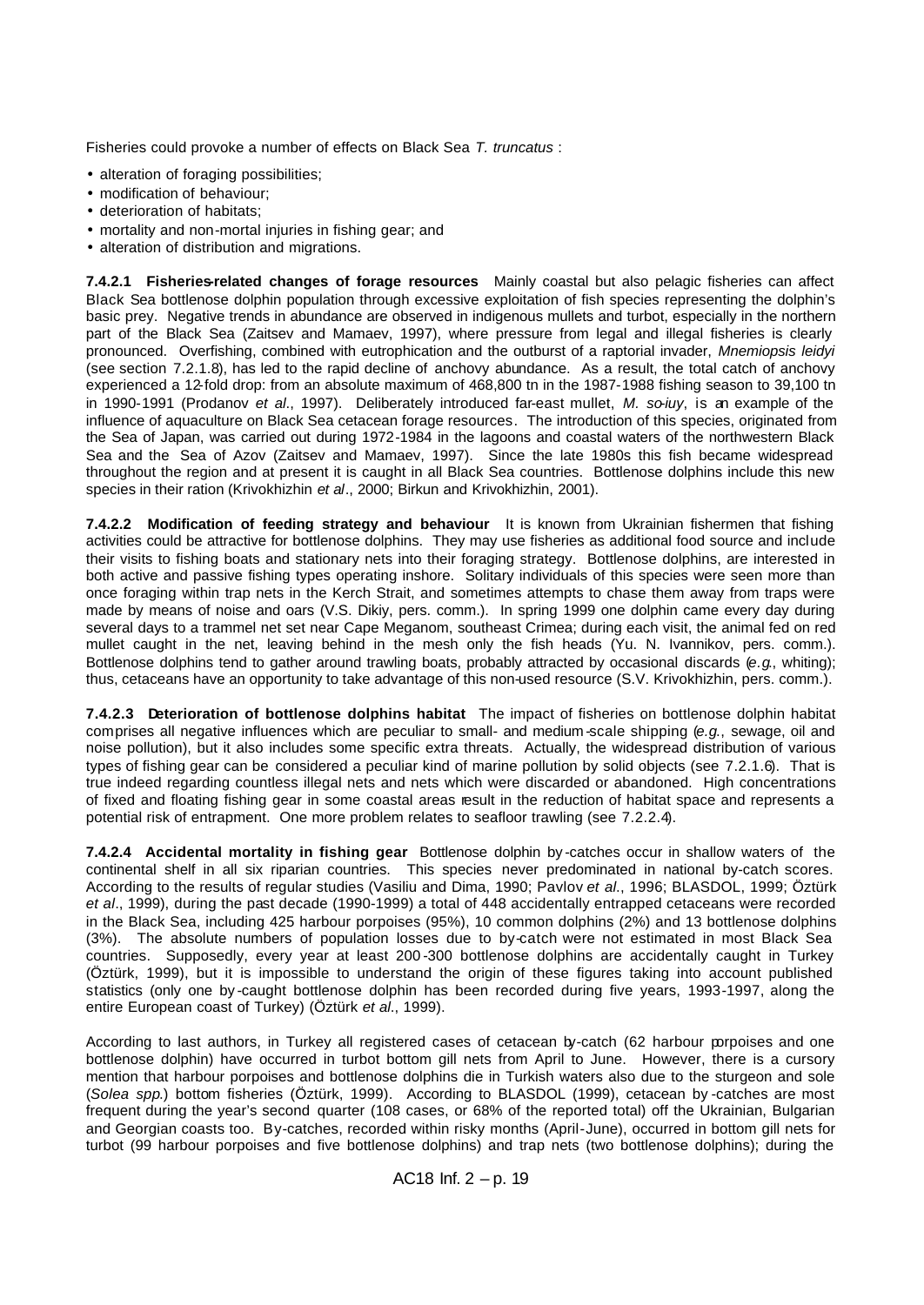Fisheries could provoke a number of effects on Black Sea *T. truncatus* :

- alteration of foraging possibilities;
- modification of behaviour;
- deterioration of habitats;
- mortality and non-mortal injuries in fishing gear; and
- alteration of distribution and migrations.

**7.4.2.1 Fisheries-related changes of forage resources** Mainly coastal but also pelagic fisheries can affect Black Sea bottlenose dolphin population through excessive exploitation of fish species representing the dolphin's basic prey. Negative trends in abundance are observed in indigenous mullets and turbot, especially in the northern part of the Black Sea (Zaitsev and Mamaev, 1997), where pressure from legal and illegal fisheries is clearly pronounced. Overfishing, combined with eutrophication and the outburst of a raptorial invader, *Mnemiopsis leidyi* (see section 7.2.1.8), has led to the rapid decline of anchovy abundance. As a result, the total catch of anchovy experienced a 12-fold drop: from an absolute maximum of 468,800 tn in the 1987-1988 fishing season to 39,100 tn in 1990-1991 (Prodanov *et al*., 1997). Deliberately introduced far-east mullet, *M. so-iuy*, is an example of the influence of aquaculture on Black Sea cetacean forage resources. The introduction of this species, originated from the Sea of Japan, was carried out during 1972-1984 in the lagoons and coastal waters of the northwestern Black Sea and the Sea of Azov (Zaitsev and Mamaev, 1997). Since the late 1980s this fish became widespread throughout the region and at present it is caught in all Black Sea countries. Bottlenose dolphins include this new species in their ration (Krivokhizhin *et al*., 2000; Birkun and Krivokhizhin, 2001).

**7.4.2.2 Modification of feeding strategy and behaviour** It is known from Ukrainian fishermen that fishing activities could be attractive for bottlenose dolphins. They may use fisheries as additional food source and include their visits to fishing boats and stationary nets into their foraging strategy. Bottlenose dolphins, are interested in both active and passive fishing types operating inshore. Solitary individuals of this species were seen more than once foraging within trap nets in the Kerch Strait, and sometimes attempts to chase them away from traps were made by means of noise and oars (V.S. Dikiy, pers. comm.). In spring 1999 one dolphin came every day during several days to a trammel net set near Cape Meganom, southeast Crimea; during each visit, the animal fed on red mullet caught in the net, leaving behind in the mesh only the fish heads (Yu. N. Ivannikov, pers. comm.). Bottlenose dolphins tend to gather around trawling boats, probably attracted by occasional discards (*e.g.*, whiting); thus, cetaceans have an opportunity to take advantage of this non-used resource (S.V. Krivokhizhin, pers. comm.).

**7.4.2.3 Deterioration of bottlenose dolphins habitat** The impact of fisheries on bottlenose dolphin habitat comprises all negative influences which are peculiar to small- and medium-scale shipping (*e.g.*, sewage, oil and noise pollution), but it also includes some specific extra threats. Actually, the widespread distribution of various types of fishing gear can be considered a peculiar kind of marine pollution by solid objects (see 7.2.1.6). That is true indeed regarding countless illegal nets and nets which were discarded or abandoned. High concentrations of fixed and floating fishing gear in some coastal areas result in the reduction of habitat space and represents a potential risk of entrapment. One more problem relates to seafloor trawling (see 7.2.2.4).

**7.4.2.4 Accidental mortality in fishing gear** Bottlenose dolphin by-catches occur in shallow waters of the continental shelf in all six riparian countries. This species never predominated in national by-catch scores. According to the results of regular studies (Vasiliu and Dima, 1990; Pavlov *et al*., 1996; BLASDOL, 1999; Öztürk *et al*., 1999), during the past decade (1990-1999) a total of 448 accidentally entrapped cetaceans were recorded in the Black Sea, including 425 harbour porpoises (95%), 10 common dolphins (2%) and 13 bottlenose dolphins (3%). The absolute numbers of population losses due to by-catch were not estimated in most Black Sea countries. Supposedly, every year at least 200-300 bottlenose dolphins are accidentally caught in Turkey (Öztürk, 1999), but it is impossible to understand the origin of these figures taking into account published statistics (only one by-caught bottlenose dolphin has been recorded during five years, 1993-1997, along the entire European coast of Turkey) (Öztürk *et al*., 1999).

According to last authors, in Turkey all registered cases of cetacean by-catch (62 harbour porpoises and one bottlenose dolphin) have occurred in turbot bottom gill nets from April to June. However, there is a cursory mention that harbour porpoises and bottlenose dolphins die in Turkish waters also due to the sturgeon and sole (*Solea spp.*) bottom fisheries (Öztürk, 1999). According to BLASDOL (1999), cetacean by-catches are most frequent during the year's second quarter (108 cases, or 68% of the reported total) off the Ukrainian, Bulgarian and Georgian coasts too. By-catches, recorded within risky months (April-June), occurred in bottom gill nets for turbot (99 harbour porpoises and five bottlenose dolphins) and trap nets (two bottlenose dolphins); during the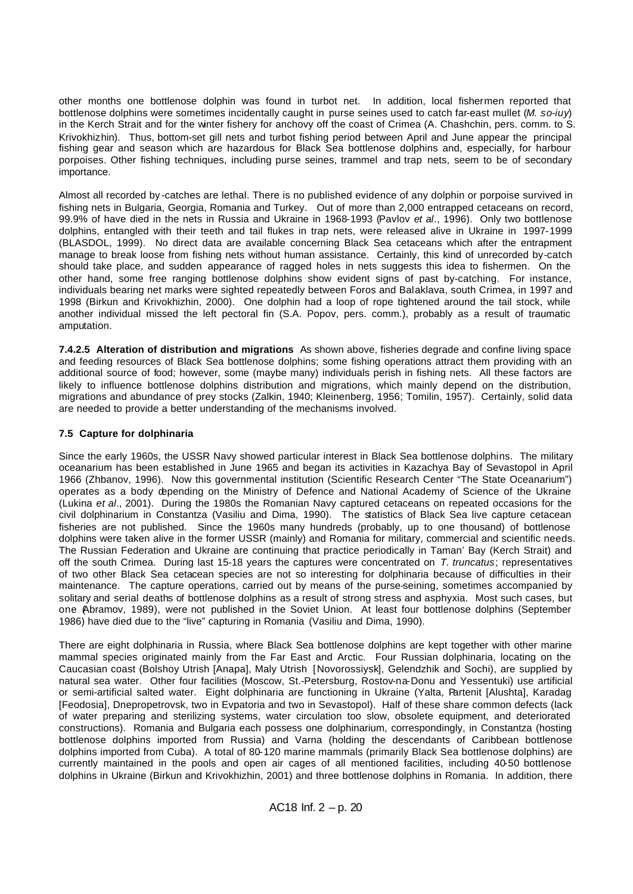other months one bottlenose dolphin was found in turbot net. In addition, local fishermen reported that bottlenose dolphins were sometimes incidentally caught in purse seines used to catch far-east mullet (*M. so-iuy*) in the Kerch Strait and for the winter fishery for anchovy off the coast of Crimea (A. Chashchin, pers. comm. to S. Krivokhizhin). Thus, bottom-set gill nets and turbot fishing period between April and June appear the principal fishing gear and season which are hazardous for Black Sea bottlenose dolphins and, especially, for harbour porpoises. Other fishing techniques, including purse seines, trammel and trap nets, seem to be of secondary importance.

Almost all recorded by-catches are lethal. There is no published evidence of any dolphin or porpoise survived in fishing nets in Bulgaria, Georgia, Romania and Turkey. Out of more than 2,000 entrapped cetaceans on record, 99.9% of have died in the nets in Russia and Ukraine in 1968-1993 (Pavlov *et al*., 1996). Only two bottlenose dolphins, entangled with their teeth and tail flukes in trap nets, were released alive in Ukraine in 1997-1999 (BLASDOL, 1999). No direct data are available concerning Black Sea cetaceans which after the entrapment manage to break loose from fishing nets without human assistance. Certainly, this kind of unrecorded by-catch should take place, and sudden appearance of ragged holes in nets suggests this idea to fishermen. On the other hand, some free ranging bottlenose dolphins show evident signs of past by-catching. For instance, individuals bearing net marks were sighted repeatedly between Foros and Balaklava, south Crimea, in 1997 and 1998 (Birkun and Krivokhizhin, 2000). One dolphin had a loop of rope tightened around the tail stock, while another individual missed the left pectoral fin (S.A. Popov, pers. comm.), probably as a result of traumatic amputation.

**7.4.2.5 Alteration of distribution and migrations** As shown above, fisheries degrade and confine living space and feeding resources of Black Sea bottlenose dolphins; some fishing operations attract them providing with an additional source of food; however, some (maybe many) individuals perish in fishing nets. All these factors are likely to influence bottlenose dolphins distribution and migrations, which mainly depend on the distribution, migrations and abundance of prey stocks (Zalkin, 1940; Kleinenberg, 1956; Tomilin, 1957). Certainly, solid data are needed to provide a better understanding of the mechanisms involved.

### 7.5 Capture for dolphinaria

Since the early 1960s, the USSR Navy showed particular interest in Black Sea bottlenose dolphins. The military oceanarium has been established in June 1965 and began its activities in Kazachya Bay of Sevastopol in April 1966 (Zhbanov, 1996). Now this governmental institution (Scientific Research Center "The State Oceanarium") operates as a body depending on the Ministry of Defence and National Academy of Science of the Ukraine (Lukina *et al*., 2001). During the 1980s the Romanian Navy captured cetaceans on repeated occasions for the civil dolphinarium in Constantza (Vasiliu and Dima, 1990). The statistics of Black Sea live capture cetacean fisheries are not published. Since the 1960s many hundreds (probably, up to one thousand) of bottlenose dolphins were taken alive in the former USSR (mainly) and Romania for military, commercial and scientific needs. The Russian Federation and Ukraine are continuing that practice periodically in Taman' Bay (Kerch Strait) and off the south Crimea. During last 15-18 years the captures were concentrated on *T. truncatus*; representatives of two other Black Sea cetacean species are not so interesting for dolphinaria because of difficulties in their maintenance. The capture operations, carried out by means of the purse-seining, sometimes accompanied by solitary and serial deaths of bottlenose dolphins as a result of strong stress and asphyxia. Most such cases, but one (Abramov, 1989), were not published in the Soviet Union. At least four bottlenose dolphins (September 1986) have died due to the "live" capturing in Romania (Vasiliu and Dima, 1990).

There are eight dolphinaria in Russia, where Black Sea bottlenose dolphins are kept together with other marine mammal species originated mainly from the Far East and Arctic. Four Russian dolphinaria, locating on the Caucasian coast (Bolshoy Utrish [Anapa], Maly Utrish [Novorossiysk], Gelendzhik and Sochi), are supplied by natural sea water. Other four facilities (Moscow, St.-Petersburg, Rostov-na-Donu and Yessentuki) use artificial or semi-artificial salted water. Eight dolphinaria are functioning in Ukraine (Yalta, Partenit [Alushta], Karadag [Feodosia], Dnepropetrovsk, two in Evpatoria and two in Sevastopol). Half of these share common defects (lack of water preparing and sterilizing systems, water circulation too slow, obsolete equipment, and deteriorated constructions). Romania and Bulgaria each possess one dolphinarium, correspondingly, in Constantza (hosting bottlenose dolphins imported from Russia) and Varna (holding the descendants of Caribbean bottlenose dolphins imported from Cuba). A total of 80-120 marine mammals (primarily Black Sea bottlenose dolphins) are currently maintained in the pools and open air cages of all mentioned facilities, including 40-50 bottlenose dolphins in Ukraine (Birkun and Krivokhizhin, 2001) and three bottlenose dolphins in Romania. In addition, there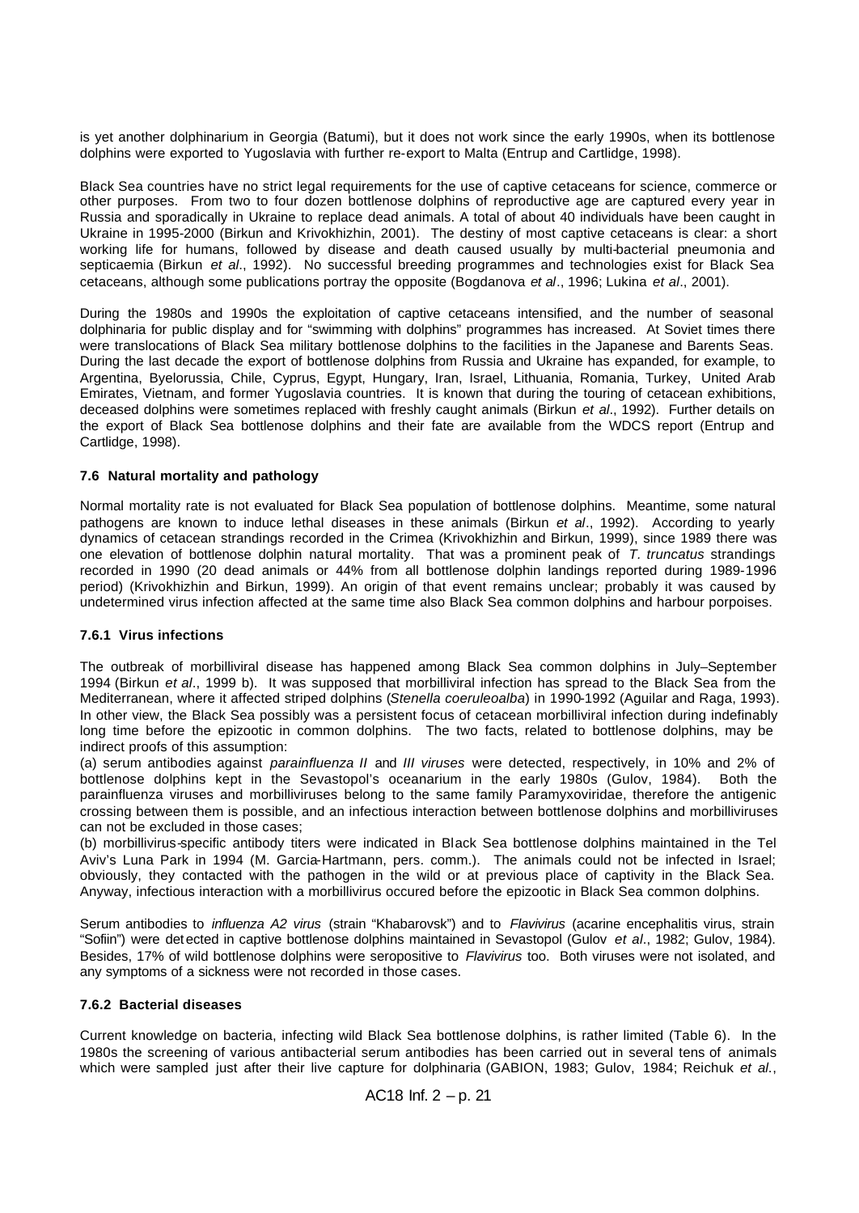is yet another dolphinarium in Georgia (Batumi), but it does not work since the early 1990s, when its bottlenose dolphins were exported to Yugoslavia with further re-export to Malta (Entrup and Cartlidge, 1998).

Black Sea countries have no strict legal requirements for the use of captive cetaceans for science, commerce or other purposes. From two to four dozen bottlenose dolphins of reproductive age are captured every year in Russia and sporadically in Ukraine to replace dead animals. A total of about 40 individuals have been caught in Ukraine in 1995-2000 (Birkun and Krivokhizhin, 2001). The destiny of most captive cetaceans is clear: a short working life for humans, followed by disease and death caused usually by multi-bacterial pneumonia and septicaemia (Birkun *et al*., 1992). No successful breeding programmes and technologies exist for Black Sea cetaceans, although some publications portray the opposite (Bogdanova *et al*., 1996; Lukina *et al*., 2001).

During the 1980s and 1990s the exploitation of captive cetaceans intensified, and the number of seasonal dolphinaria for public display and for "swimming with dolphins" programmes has increased. At Soviet times there were translocations of Black Sea military bottlenose dolphins to the facilities in the Japanese and Barents Seas. During the last decade the export of bottlenose dolphins from Russia and Ukraine has expanded, for example, to Argentina, Byelorussia, Chile, Cyprus, Egypt, Hungary, Iran, Israel, Lithuania, Romania, Turkey, United Arab Emirates, Vietnam, and former Yugoslavia countries. It is known that during the touring of cetacean exhibitions, deceased dolphins were sometimes replaced with freshly caught animals (Birkun *et al*., 1992). Further details on the export of Black Sea bottlenose dolphins and their fate are available from the WDCS report (Entrup and Cartlidge, 1998).

### 7.6 Natural mortality and pathology

Normal mortality rate is not evaluated for Black Sea population of bottlenose dolphins. Meantime, some natural pathogens are known to induce lethal diseases in these animals (Birkun *et al*., 1992). According to yearly dynamics of cetacean strandings recorded in the Crimea (Krivokhizhin and Birkun, 1999), since 1989 there was one elevation of bottlenose dolphin natural mortality. That was a prominent peak of *T. truncatus* strandings recorded in 1990 (20 dead animals or 44% from all bottlenose dolphin landings reported during 1989-1996 period) (Krivokhizhin and Birkun, 1999). An origin of that event remains unclear; probably it was caused by undetermined virus infection affected at the same time also Black Sea common dolphins and harbour porpoises.

#### 7.6.1 Virus infections

The outbreak of morbilliviral disease has happened among Black Sea common dolphins in July–September 1994 (Birkun *et al*., 1999 b). It was supposed that morbilliviral infection has spread to the Black Sea from the Mediterranean, where it affected striped dolphins (*Stenella coeruleoalba*) in 1990-1992 (Aguilar and Raga, 1993). In other view, the Black Sea possibly was a persistent focus of cetacean morbilliviral infection during indefinably long time before the epizootic in common dolphins. The two facts, related to bottlenose dolphins, may be indirect proofs of this assumption:

(a) serum antibodies against *parainfluenza II* and *III viruses* were detected, respectively, in 10% and 2% of bottlenose dolphins kept in the Sevastopol's oceanarium in the early 1980s (Gulov, 1984). Both the parainfluenza viruses and morbilliviruses belong to the same family Paramyxoviridae, therefore the antigenic crossing between them is possible, and an infectious interaction between bottlenose dolphins and morbilliviruses can not be excluded in those cases;

(b) morbillivirus-specific antibody titers were indicated in Black Sea bottlenose dolphins maintained in the Tel Aviv's Luna Park in 1994 (M. Garcia-Hartmann, pers. comm.). The animals could not be infected in Israel; obviously, they contacted with the pathogen in the wild or at previous place of captivity in the Black Sea. Anyway, infectious interaction with a morbillivirus occured before the epizootic in Black Sea common dolphins.

Serum antibodies to *influenza A2 virus* (strain "Khabarovsk") and to *Flavivirus* (acarine encephalitis virus, strain "Sofiin") were detected in captive bottlenose dolphins maintained in Sevastopol (Gulov *et al*., 1982; Gulov, 1984). Besides, 17% of wild bottlenose dolphins were seropositive to *Flavivirus* too. Both viruses were not isolated, and any symptoms of a sickness were not recorded in those cases.

#### 7.6.2 Bacterial diseases

Current knowledge on bacteria, infecting wild Black Sea bottlenose dolphins, is rather limited (Table 6). In the 1980s the screening of various antibacterial serum antibodies has been carried out in several tens of animals which were sampled just after their live capture for dolphinaria (GABION, 1983; Gulov, 1984; Reichuk *et al*.,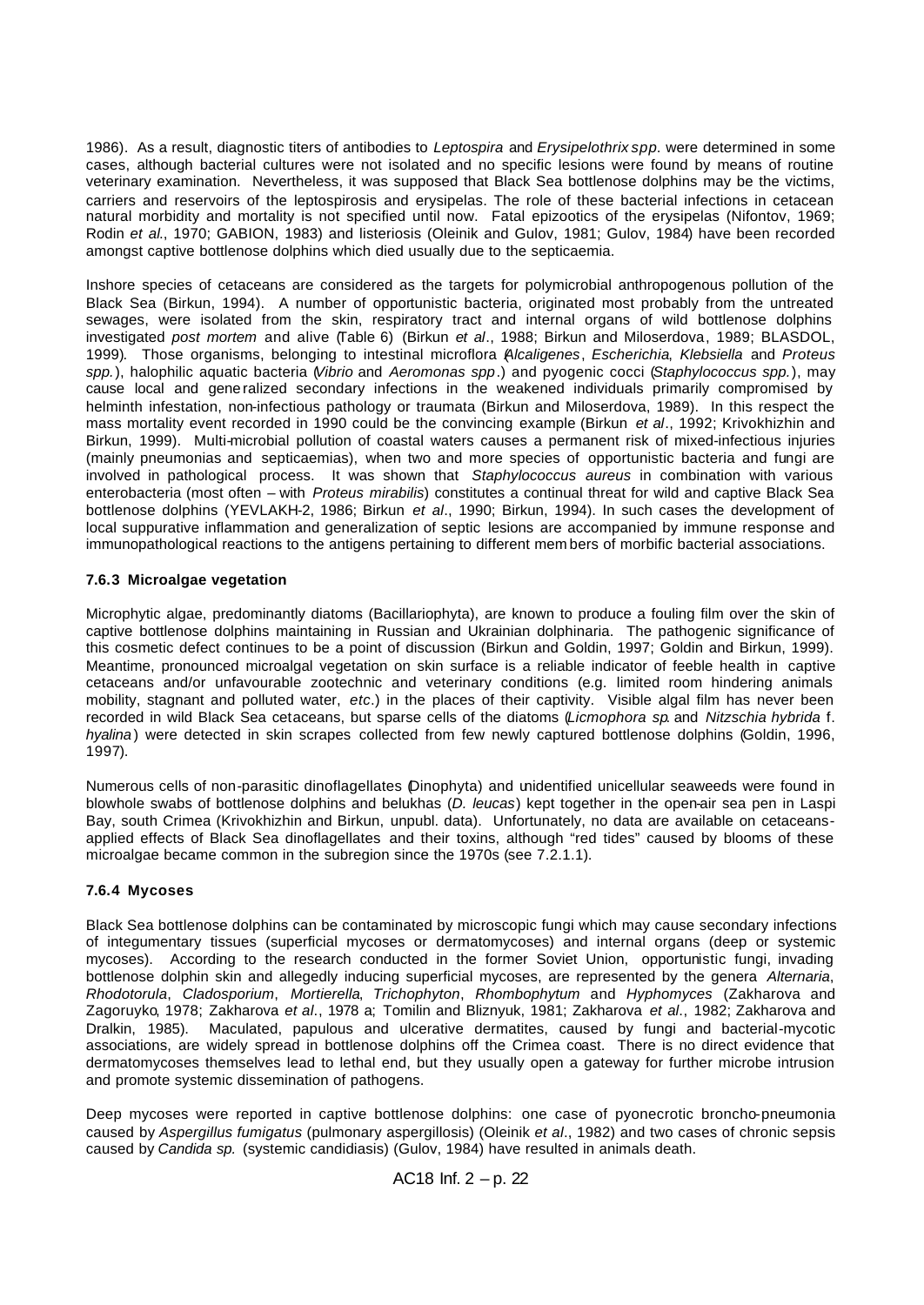1986). As a result, diagnostic titers of antibodies to *Leptospira* and *Erysipelothrix spp.* were determined in some cases, although bacterial cultures were not isolated and no specific lesions were found by means of routine veterinary examination. Nevertheless, it was supposed that Black Sea bottlenose dolphins may be the victims, carriers and reservoirs of the leptospirosis and erysipelas. The role of these bacterial infections in cetacean natural morbidity and mortality is not specified until now. Fatal epizootics of the erysipelas (Nifontov, 1969; Rodin *et al.*, 1970; GABION, 1983) and listeriosis (Oleinik and Gulov, 1981; Gulov, 1984) have been recorded amongst captive bottlenose dolphins which died usually due to the septicaemia.

Inshore species of cetaceans are considered as the targets for polymicrobial anthropogenous pollution of the Black Sea (Birkun, 1994). A number of opportunistic bacteria, originated most probably from the untreated sewages, were isolated from the skin, respiratory tract and internal organs of wild bottlenose dolphins investigated *post mortem* and alive (Table 6) (Birkun *et al*., 1988; Birkun and Miloserdova, 1989; BLASDOL, 1999). Those organisms, belonging to intestinal microflora (*Alcaligenes*, *Escherichia*, *Klebsiella* and *Proteus spp.*), halophilic aquatic bacteria (*Vibrio* and *Aeromonas spp*.) and pyogenic cocci (*Staphylococcus spp.*), may cause local and generalized secondary infections in the weakened individuals primarily compromised by helminth infestation, non-infectious pathology or traumata (Birkun and Miloserdova, 1989). In this respect the mass mortality event recorded in 1990 could be the convincing example (Birkun *et al*., 1992; Krivokhizhin and Birkun, 1999). Multi-microbial pollution of coastal waters causes a permanent risk of mixed-infectious injuries (mainly pneumonias and septicaemias), when two and more species of opportunistic bacteria and fungi are involved in pathological process. It was shown that *Staphylococcus aureus* in combination with various enterobacteria (most often – with *Proteus mirabilis*) constitutes a continual threat for wild and captive Black Sea bottlenose dolphins (YEVLAKH-2, 1986; Birkun *et al*., 1990; Birkun, 1994). In such cases the development of local suppurative inflammation and generalization of septic lesions are accompanied by immune response and immunopathological reactions to the antigens pertaining to different members of morbific bacterial associations.

### 7.6.3 Microalgae vegetation

Microphytic algae, predominantly diatoms (Bacillariophyta), are known to produce a fouling film over the skin of captive bottlenose dolphins maintaining in Russian and Ukrainian dolphinaria. The pathogenic significance of this cosmetic defect continues to be a point of discussion (Birkun and Goldin, 1997; Goldin and Birkun, 1999). Meantime, pronounced microalgal vegetation on skin surface is a reliable indicator of feeble health in captive cetaceans and/or unfavourable zootechnic and veterinary conditions (e.g. limited room hindering animals mobility, stagnant and polluted water, *etc*.) in the places of their captivity. Visible algal film has never been recorded in wild Black Sea cetaceans, but sparse cells of the diatoms (*Licmophora sp.* and *Nitzschia hybrida* f. *hyalina*) were detected in skin scrapes collected from few newly captured bottlenose dolphins (Goldin, 1996, 1997).

Numerous cells of non-parasitic dinoflagellates (Dinophyta) and unidentified unicellular seaweeds were found in blowhole swabs of bottlenose dolphins and belukhas (*D. leucas*) kept together in the open-air sea pen in Laspi Bay, south Crimea (Krivokhizhin and Birkun, unpubl. data). Unfortunately, no data are available on cetaceans-applied effects of Black Sea dinoflagellates and their toxins, although "red tides" caused by blooms of these microalgae became common in the subregion since the 1970s (see 7.2.1.1).

### 7.6.4 Mycoses

Black Sea bottlenose dolphins can be contaminated by microscopic fungi which may cause secondary infections of integumentary tissues (superficial mycoses or dermatomycoses) and internal organs (deep or systemic mycoses). According to the research conducted in the former Soviet Union, opportunistic fungi, invading bottlenose dolphin skin and allegedly inducing superficial mycoses, are represented by the genera *Alternaria*, *Rhodotorula*, *Cladosporium*, *Mortierella*, *Trichophyton*, *Rhombophytum* and *Hyphomyces* (Zakharova and Zagoruyko, 1978; Zakharova *et al*., 1978 a; Tomilin and Bliznyuk, 1981; Zakharova *et al*., 1982; Zakharova and Dralkin, 1985). Maculated, papulous and ulcerative dermatites, caused by fungi and bacterial-mycotic associations, are widely spread in bottlenose dolphins off the Crimea coast. There is no direct evidence that dermatomycoses themselves lead to lethal end, but they usually open a gateway for further microbe intrusion and promote systemic dissemination of pathogens.

Deep mycoses were reported in captive bottlenose dolphins: one case of pyonecrotic broncho-pneumonia caused by *Aspergillus fumigatus* (pulmonary aspergillosis) (Oleinik *et al*., 1982) and two cases of chronic sepsis caused by *Candida sp.* (systemic candidiasis) (Gulov, 1984) have resulted in animals death.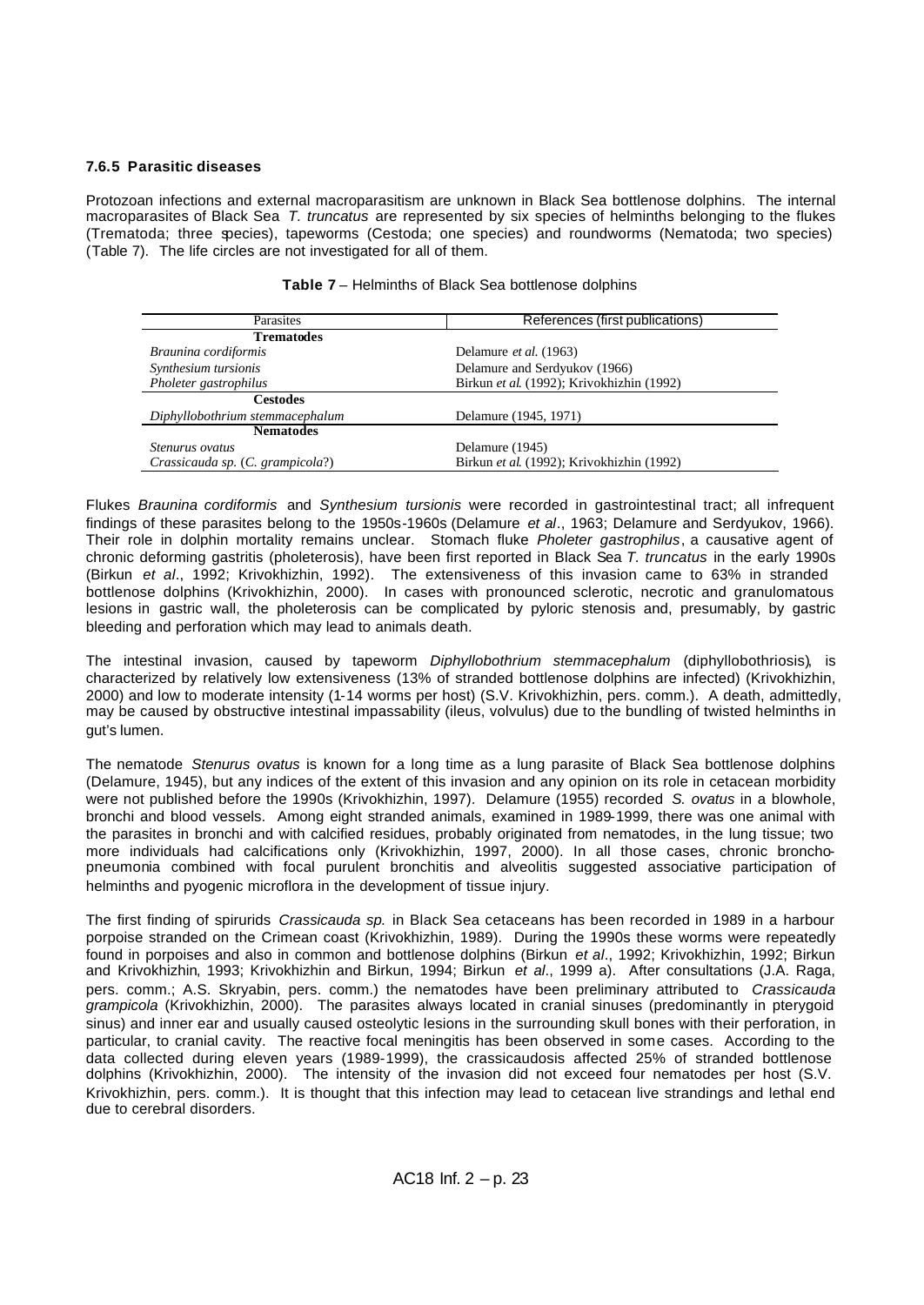#### 7.6.5 Parasitic diseases

Protozoan infections and external macroparasitism are unknown in Black Sea bottlenose dolphins. The internal macroparasites of Black Sea *T. truncatus* are represented by six species of helminths belonging to the flukes (Trematoda; three species), tapeworms (Cestoda; one species) and roundworms (Nematoda; two species) (Table 7). The life circles are not investigated for all of them.

**Table 7** – Helminths of Black Sea bottlenose dolphins

| Parasites | References (first publications) |
|---|---|
| **Trematodes** | |
| *Braunina cordiformis* | Delamure *et al.* (1963) |
| *Synthesium tursionis* | Delamure and Serdyukov (1966) |
| *Pholeter gastrophilus* | Birkun *et al.* (1992); Krivokhizhin (1992) |
| **Cestodes** | |
| *Diphyllobothrium stemmacephalum* | Delamure (1945, 1971) |
| **Nematodes** | |
| *Stenurus ovatus* | Delamure (1945) |
| *Crassicauda sp.* (*C. grampicola*?) | Birkun *et al.* (1992); Krivokhizhin (1992) |

Flukes *Braunina cordiformis* and *Synthesium tursionis* were recorded in gastrointestinal tract; all infrequent findings of these parasites belong to the 1950s-1960s (Delamure *et al*., 1963; Delamure and Serdyukov, 1966). Their role in dolphin mortality remains unclear. Stomach fluke *Pholeter gastrophilus*, a causative agent of chronic deforming gastritis (pholeterosis), have been first reported in Black Sea *T. truncatus* in the early 1990s (Birkun *et al*., 1992; Krivokhizhin, 1992). The extensiveness of this invasion came to 63% in stranded bottlenose dolphins (Krivokhizhin, 2000). In cases with pronounced sclerotic, necrotic and granulomatous lesions in gastric wall, the pholeterosis can be complicated by pyloric stenosis and, presumably, by gastric bleeding and perforation which may lead to animals death.

The intestinal invasion, caused by tapeworm *Diphyllobothrium stemmacephalum* (diphyllobothriosis), is characterized by relatively low extensiveness (13% of stranded bottlenose dolphins are infected) (Krivokhizhin, 2000) and low to moderate intensity (1-14 worms per host) (S.V. Krivokhizhin, pers. comm.). A death, admittedly, may be caused by obstructive intestinal impassability (ileus, volvulus) due to the bundling of twisted helminths in gut's lumen.

The nematode *Stenurus ovatus* is known for a long time as a lung parasite of Black Sea bottlenose dolphins (Delamure, 1945), but any indices of the extent of this invasion and any opinion on its role in cetacean morbidity were not published before the 1990s (Krivokhizhin, 1997). Delamure (1955) recorded *S. ovatus* in a blowhole, bronchi and blood vessels. Among eight stranded animals, examined in 1989-1999, there was one animal with the parasites in bronchi and with calcified residues, probably originated from nematodes, in the lung tissue; two more individuals had calcifications only (Krivokhizhin, 1997, 2000). In all those cases, chronic broncho-pneumonia combined with focal purulent bronchitis and alveolitis suggested associative participation of helminths and pyogenic microflora in the development of tissue injury.

The first finding of spirurids *Crassicauda sp.* in Black Sea cetaceans has been recorded in 1989 in a harbour porpoise stranded on the Crimean coast (Krivokhizhin, 1989). During the 1990s these worms were repeatedly found in porpoises and also in common and bottlenose dolphins (Birkun *et al*., 1992; Krivokhizhin, 1992; Birkun and Krivokhizhin, 1993; Krivokhizhin and Birkun, 1994; Birkun *et al*., 1999 a). After consultations (J.A. Raga, pers. comm.; A.S. Skryabin, pers. comm.) the nematodes have been preliminary attributed to *Crassicauda grampicola* (Krivokhizhin, 2000). The parasites always located in cranial sinuses (predominantly in pterygoid sinus) and inner ear and usually caused osteolytic lesions in the surrounding skull bones with their perforation, in particular, to cranial cavity. The reactive focal meningitis has been observed in some cases. According to the data collected during eleven years (1989-1999), the crassicaudosis affected 25% of stranded bottlenose dolphins (Krivokhizhin, 2000). The intensity of the invasion did not exceed four nematodes per host (S.V. Krivokhizhin, pers. comm.). It is thought that this infection may lead to cetacean live strandings and lethal end due to cerebral disorders.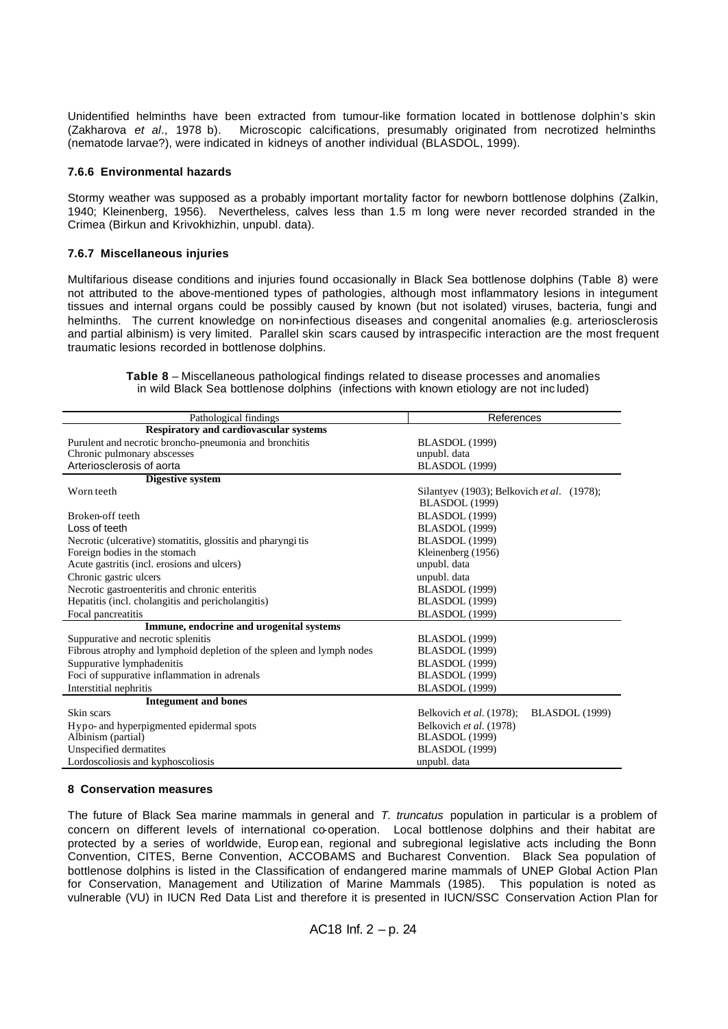Unidentified helminths have been extracted from tumour-like formation located in bottlenose dolphin's skin (Zakharova *et al*., 1978 b). Microscopic calcifications, presumably originated from necrotized helminths (nematode larvae?), were indicated in kidneys of another individual (BLASDOL, 1999).

### 7.6.6 Environmental hazards

Stormy weather was supposed as a probably important mortality factor for newborn bottlenose dolphins (Zalkin, 1940; Kleinenberg, 1956). Nevertheless, calves less than 1.5 m long were never recorded stranded in the Crimea (Birkun and Krivokhizhin, unpubl. data).

### 7.6.7 Miscellaneous injuries

Multifarious disease conditions and injuries found occasionally in Black Sea bottlenose dolphins (Table 8) were not attributed to the above-mentioned types of pathologies, although most inflammatory lesions in integument tissues and internal organs could be possibly caused by known (but not isolated) viruses, bacteria, fungi and helminths. The current knowledge on non-infectious diseases and congenital anomalies (e.g. arteriosclerosis and partial albinism) is very limited. Parallel skin scars caused by intraspecific interaction are the most frequent traumatic lesions recorded in bottlenose dolphins.

**Table 8** – Miscellaneous pathological findings related to disease processes and anomalies in wild Black Sea bottlenose dolphins (infections with known etiology are not included)

| Pathological findings | References |
|---|---|
| **Respiratory and cardiovascular systems** | |
| Purulent and necrotic broncho-pneumonia and bronchitis | BLASDOL (1999) |
| Chronic pulmonary abscesses | unpubl. data |
| Arteriosclerosis of aorta | BLASDOL (1999) |
| **Digestive system** | |
| Worn teeth | Silantyev (1903); Belkovich *et al*. (1978); BLASDOL (1999) |
| Broken-off teeth | BLASDOL (1999) |
| Loss of teeth | BLASDOL (1999) |
| Necrotic (ulcerative) stomatitis, glossitis and pharyngitis | BLASDOL (1999) |
| Foreign bodies in the stomach | Kleinenberg (1956) |
| Acute gastritis (incl. erosions and ulcers) | unpubl. data |
| Chronic gastric ulcers | unpubl. data |
| Necrotic gastroenteritis and chronic enteritis | BLASDOL (1999) |
| Hepatitis (incl. cholangitis and pericholangitis) | BLASDOL (1999) |
| Focal pancreatitis | BLASDOL (1999) |
| **Immune, endocrine and urogenital systems** | |
| Suppurative and necrotic splenitis | BLASDOL (1999) |
| Fibrous atrophy and lymphoid depletion of the spleen and lymph nodes | BLASDOL (1999) |
| Suppurative lymphadenitis | BLASDOL (1999) |
| Foci of suppurative inflammation in adrenals | BLASDOL (1999) |
| Interstitial nephritis | BLASDOL (1999) |
| **Integument and bones** | |
| Skin scars | Belkovich *et al*. (1978); BLASDOL (1999) |
| Hypo- and hyperpigmented epidermal spots | Belkovich *et al*. (1978) |
| Albinism (partial) | BLASDOL (1999) |
| Unspecified dermatites | BLASDOL (1999) |
| Lordoscoliosis and kyphoscoliosis | unpubl. data |

## 8 Conservation measures

The future of Black Sea marine mammals in general and *T. truncatus* population in particular is a problem of concern on different levels of international co-operation. Local bottlenose dolphins and their habitat are protected by a series of worldwide, European, regional and subregional legislative acts including the Bonn Convention, CITES, Berne Convention, ACCOBAMS and Bucharest Convention. Black Sea population of bottlenose dolphins is listed in the Classification of endangered marine mammals of UNEP Global Action Plan for Conservation, Management and Utilization of Marine Mammals (1985). This population is noted as vulnerable (VU) in IUCN Red Data List and therefore it is presented in IUCN/SSC Conservation Action Plan for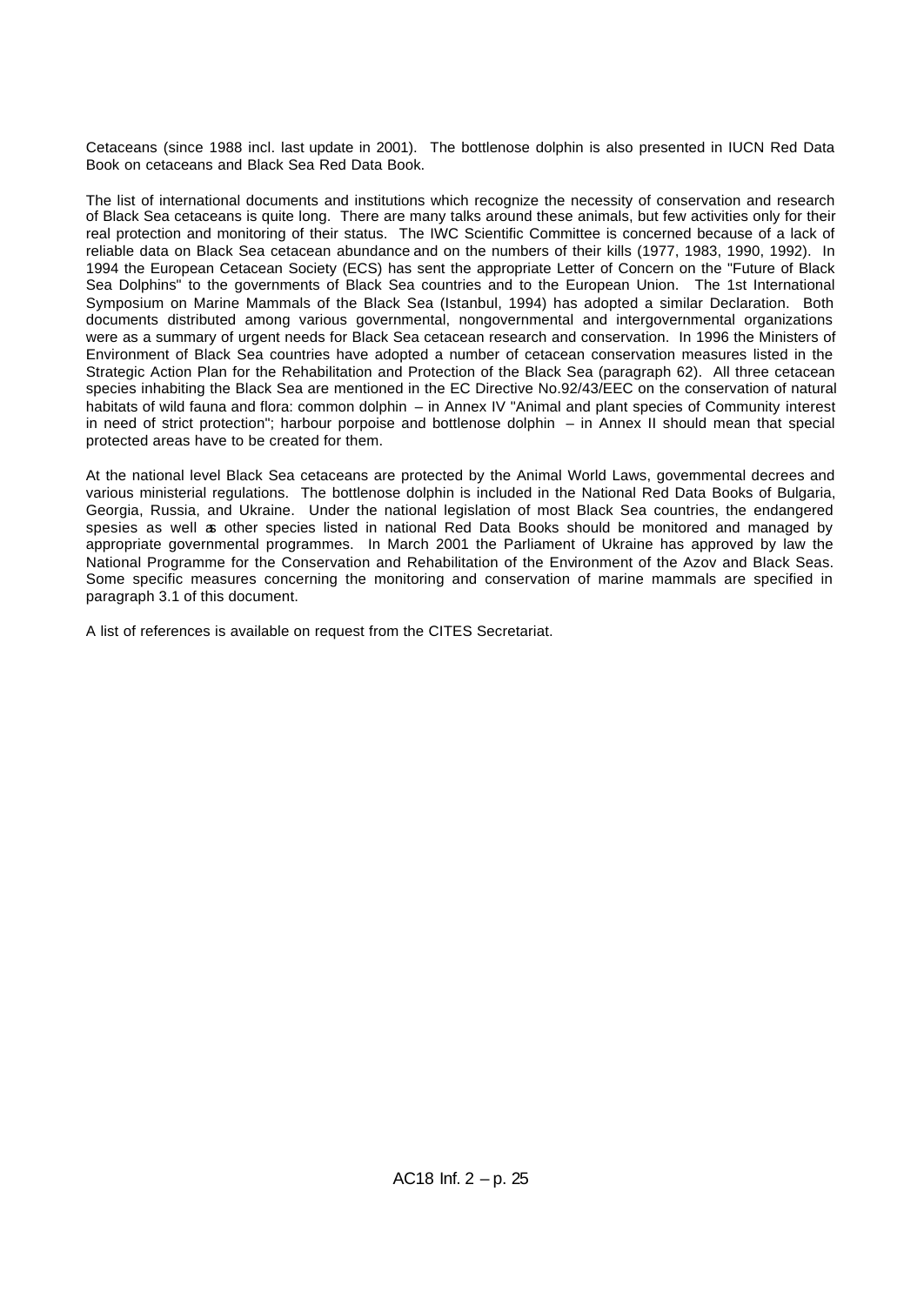Cetaceans (since 1988 incl. last update in 2001). The bottlenose dolphin is also presented in IUCN Red Data Book on cetaceans and Black Sea Red Data Book.

The list of international documents and institutions which recognize the necessity of conservation and research of Black Sea cetaceans is quite long. There are many talks around these animals, but few activities only for their real protection and monitoring of their status. The IWC Scientific Committee is concerned because of a lack of reliable data on Black Sea cetacean abundance and on the numbers of their kills (1977, 1983, 1990, 1992). In 1994 the European Cetacean Society (ECS) has sent the appropriate Letter of Concern on the "Future of Black Sea Dolphins" to the governments of Black Sea countries and to the European Union. The 1st International Symposium on Marine Mammals of the Black Sea (Istanbul, 1994) has adopted a similar Declaration. Both documents distributed among various governmental, nongovernmental and intergovernmental organizations were as a summary of urgent needs for Black Sea cetacean research and conservation. In 1996 the Ministers of Environment of Black Sea countries have adopted a number of cetacean conservation measures listed in the Strategic Action Plan for the Rehabilitation and Protection of the Black Sea (paragraph 62). All three cetacean species inhabiting the Black Sea are mentioned in the EC Directive No.92/43/EEC on the conservation of natural habitats of wild fauna and flora: common dolphin – in Annex IV "Animal and plant species of Community interest in need of strict protection"; harbour porpoise and bottlenose dolphin – in Annex II should mean that special protected areas have to be created for them.

At the national level Black Sea cetaceans are protected by the Animal World Laws, governmental decrees and various ministerial regulations. The bottlenose dolphin is included in the National Red Data Books of Bulgaria, Georgia, Russia, and Ukraine. Under the national legislation of most Black Sea countries, the endangered spesies as well as other species listed in national Red Data Books should be monitored and managed by appropriate governmental programmes. In March 2001 the Parliament of Ukraine has approved by law the National Programme for the Conservation and Rehabilitation of the Environment of the Azov and Black Seas. Some specific measures concerning the monitoring and conservation of marine mammals are specified in paragraph 3.1 of this document.

A list of references is available on request from the CITES Secretariat.